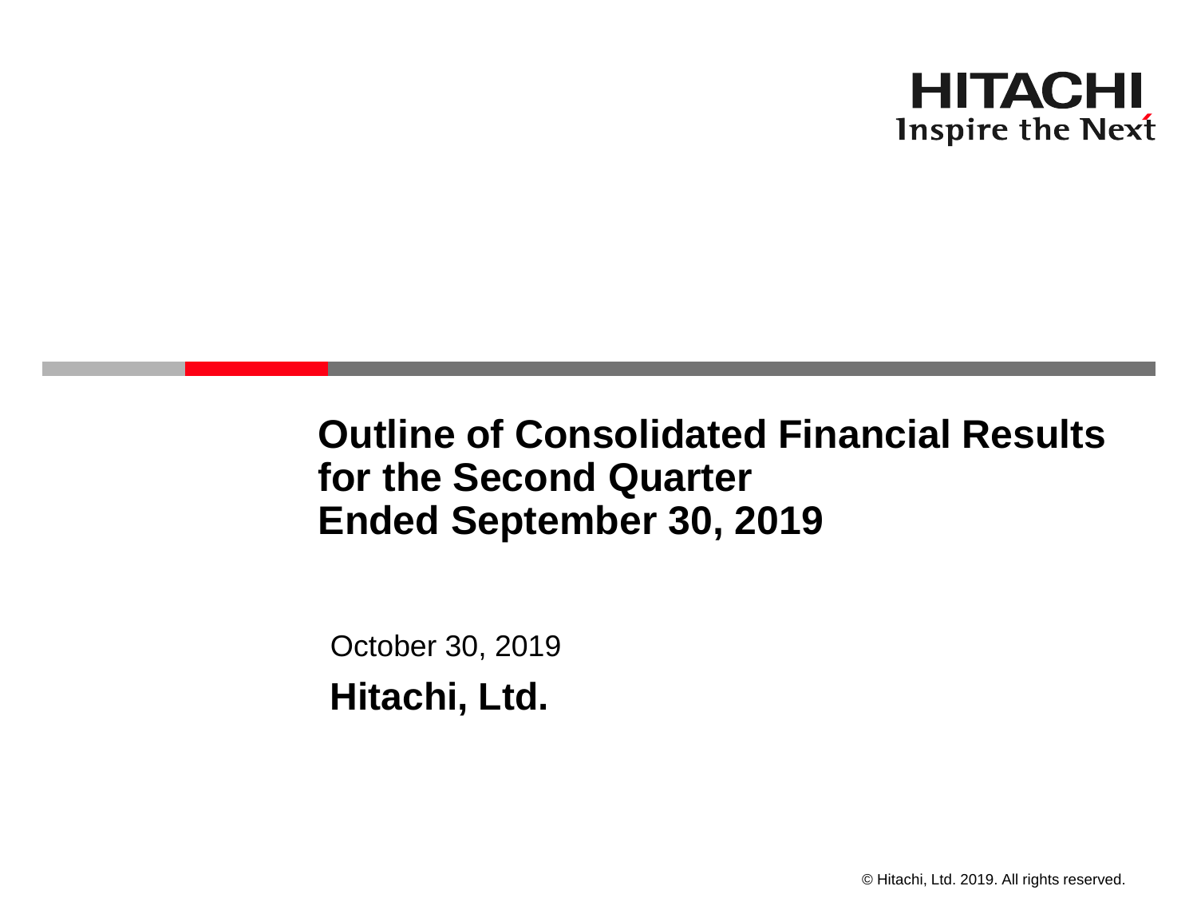HITACHI
Inspire the Next

# Outline of Consolidated Financial Results for the Second Quarter Ended September 30, 2019

October 30, 2019

**Hitachi, Ltd.**

© Hitachi, Ltd. 2019. All rights reserved.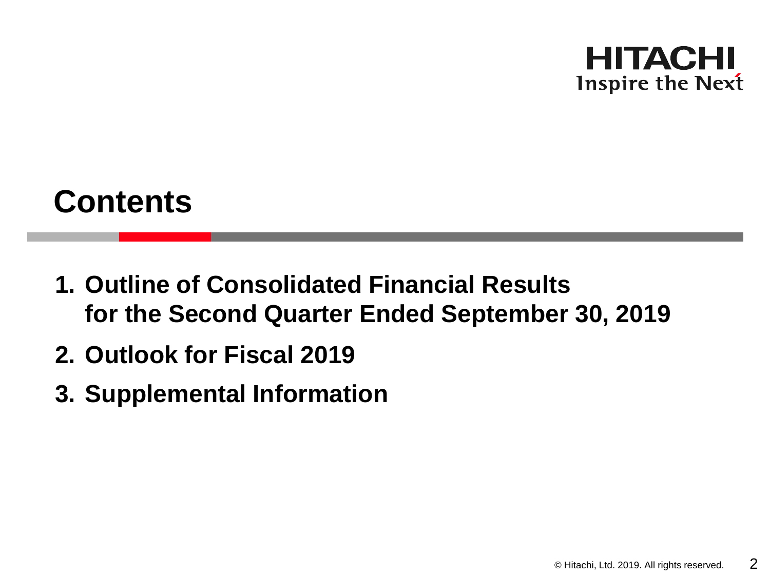# Contents

1. Outline of Consolidated Financial Results for the Second Quarter Ended September 30, 2019
2. Outlook for Fiscal 2019
3. Supplemental Information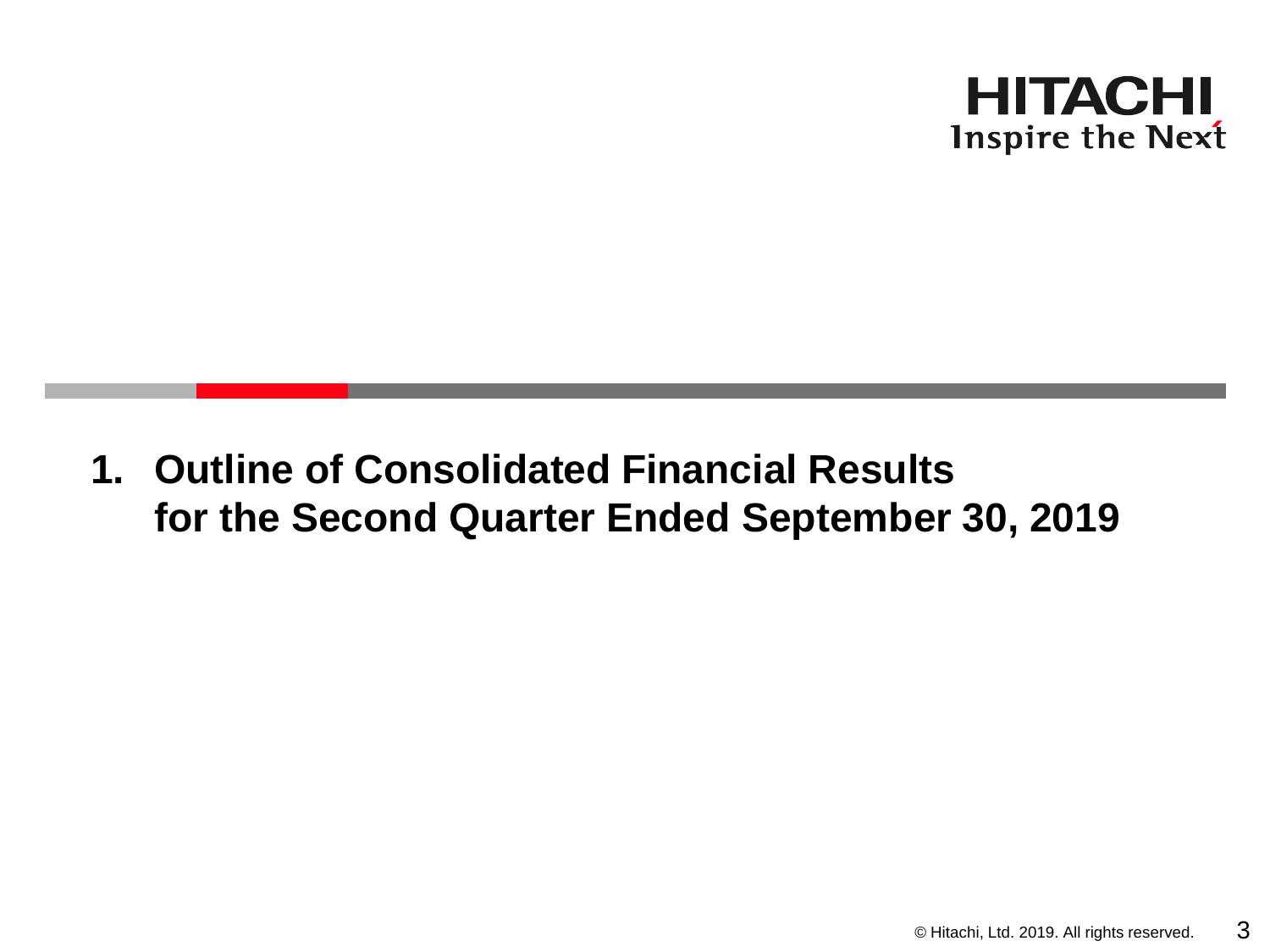# 1. Outline of Consolidated Financial Results for the Second Quarter Ended September 30, 2019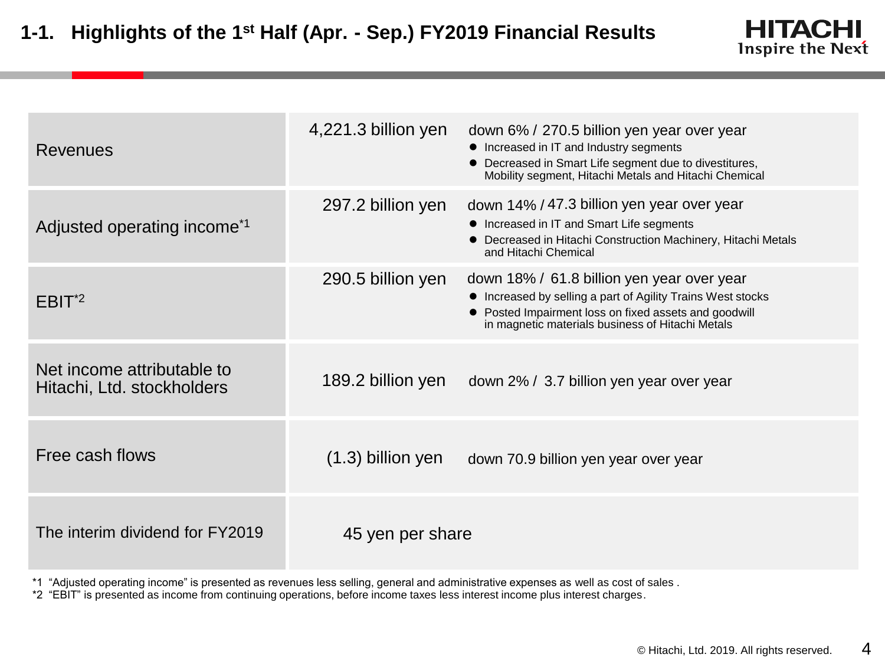# 1-1. Highlights of the 1st Half (Apr. - Sep.) FY2019 Financial Results

| Item | Amount | Details |
|---|---|---|
| Revenues | 4,221.3 billion yen | down 6% / 270.5 billion yen year over year<br>● Increased in IT and Industry segments<br>● Decreased in Smart Life segment due to divestitures, Mobility segment, Hitachi Metals and Hitachi Chemical |
| Adjusted operating income*1 | 297.2 billion yen | down 14% / 47.3 billion yen year over year<br>● Increased in IT and Smart Life segments<br>● Decreased in Hitachi Construction Machinery, Hitachi Metals and Hitachi Chemical |
| EBIT*2 | 290.5 billion yen | down 18% / 61.8 billion yen year over year<br>● Increased by selling a part of Agility Trains West stocks<br>● Posted Impairment loss on fixed assets and goodwill in magnetic materials business of Hitachi Metals |
| Net income attributable to Hitachi, Ltd. stockholders | 189.2 billion yen | down 2% / 3.7 billion yen year over year |
| Free cash flows | (1.3) billion yen | down 70.9 billion yen year over year |
| The interim dividend for FY2019 | 45 yen per share | |

*1 "Adjusted operating income" is presented as revenues less selling, general and administrative expenses as well as cost of sales .

*2 "EBIT" is presented as income from continuing operations, before income taxes less interest income plus interest charges.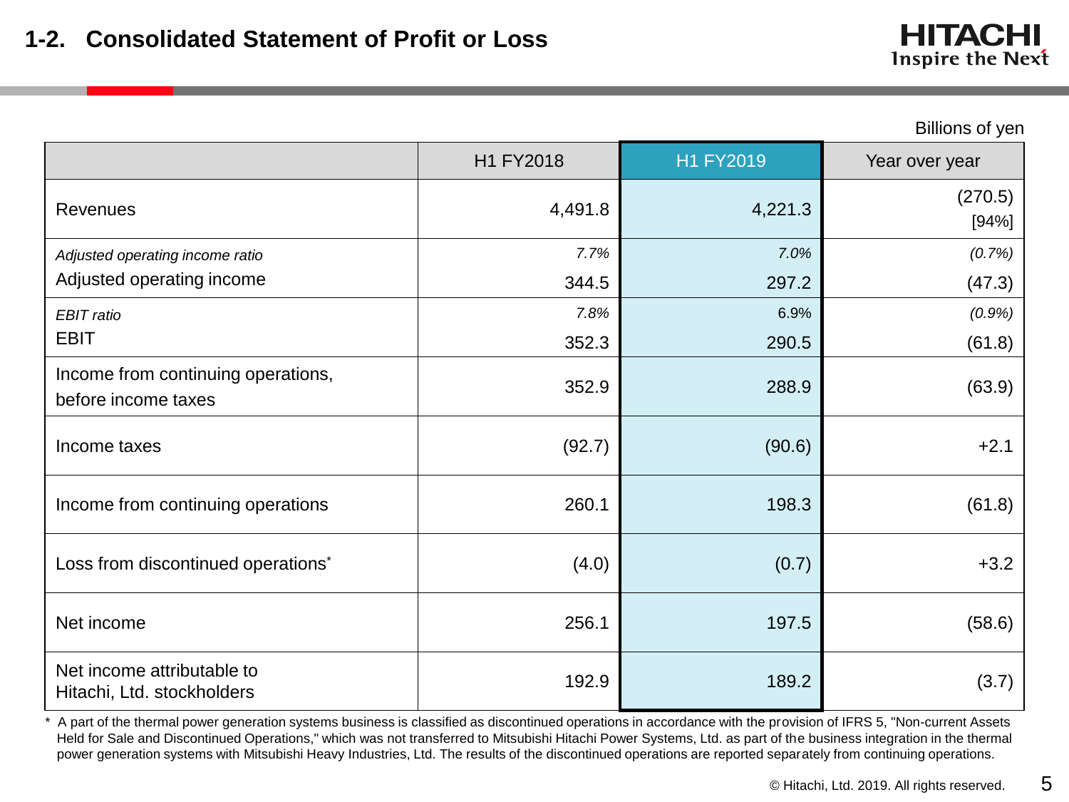# 1-2. Consolidated Statement of Profit or Loss

Billions of yen

| | H1 FY2018 | H1 FY2019 | Year over year |
|---|---|---|---|
| Revenues | 4,491.8 | 4,221.3 | (270.5) [94%] |
| *Adjusted operating income ratio* | *7.7%* | *7.0%* | *(0.7%)* |
| Adjusted operating income | 344.5 | 297.2 | (47.3) |
| *EBIT ratio* | *7.8%* | 6.9% | *(0.9%)* |
| EBIT | 352.3 | 290.5 | (61.8) |
| Income from continuing operations, before income taxes | 352.9 | 288.9 | (63.9) |
| Income taxes | (92.7) | (90.6) | +2.1 |
| Income from continuing operations | 260.1 | 198.3 | (61.8) |
| Loss from discontinued operations* | (4.0) | (0.7) | +3.2 |
| Net income | 256.1 | 197.5 | (58.6) |
| Net income attributable to Hitachi, Ltd. stockholders | 192.9 | 189.2 | (3.7) |

\* A part of the thermal power generation systems business is classified as discontinued operations in accordance with the provision of IFRS 5, "Non-current Assets Held for Sale and Discontinued Operations," which was not transferred to Mitsubishi Hitachi Power Systems, Ltd. as part of the business integration in the thermal power generation systems with Mitsubishi Heavy Industries, Ltd. The results of the discontinued operations are reported separately from continuing operations.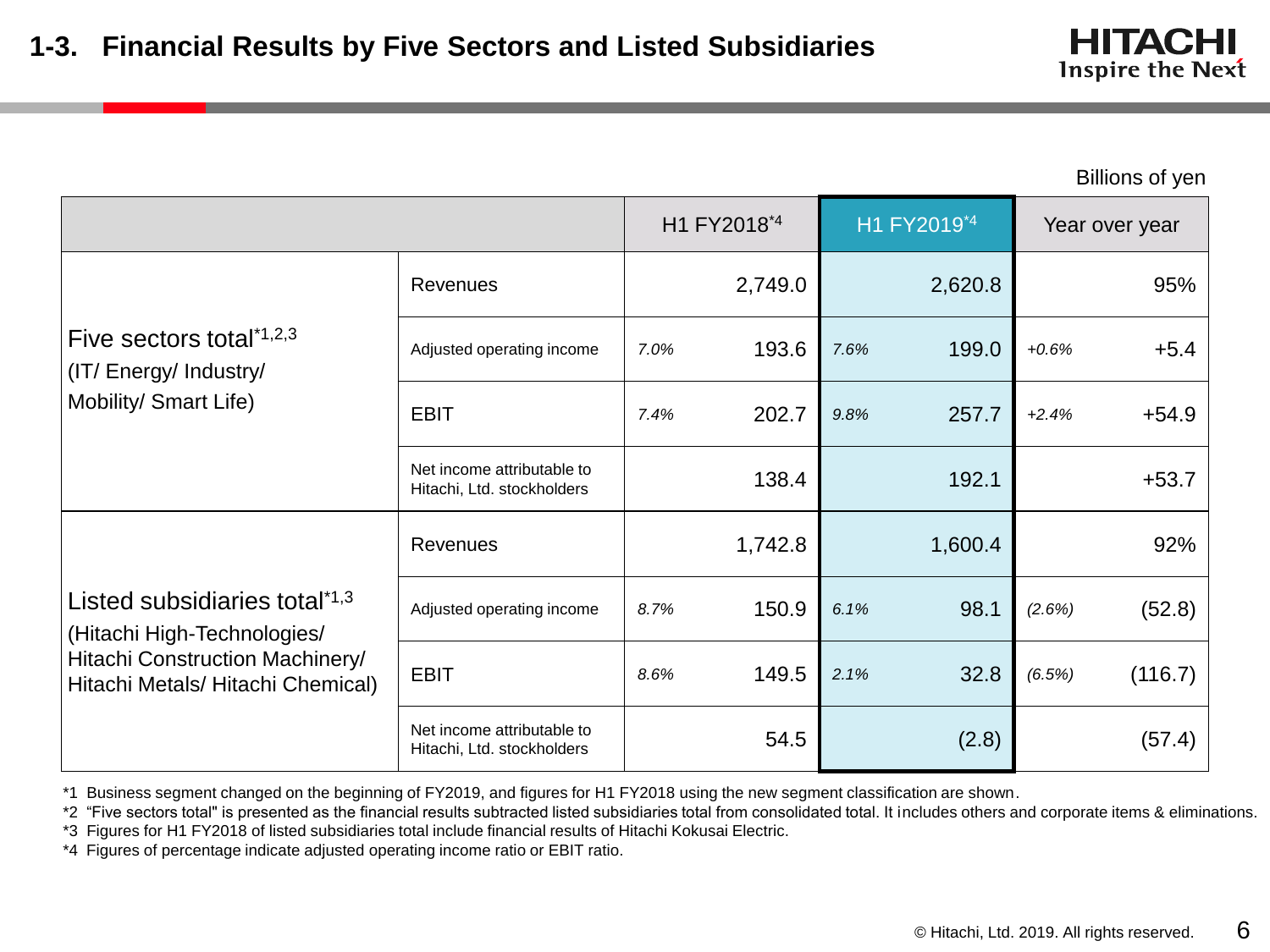# 1-3. Financial Results by Five Sectors and Listed Subsidiaries

Billions of yen

| | | H1 FY2018[*4] | | H1 FY2019[*4] | | Year over year | |
|---|---|---|---|---|---|---|---|
| Five sectors total[*1,2,3] (IT/ Energy/ Industry/ Mobility/ Smart Life) | Revenues | | 2,749.0 | | 2,620.8 | | 95% |
| | Adjusted operating income | *7.0%* | 193.6 | *7.6%* | 199.0 | *+0.6%* | +5.4 |
| | EBIT | *7.4%* | 202.7 | *9.8%* | 257.7 | *+2.4%* | +54.9 |
| | Net income attributable to Hitachi, Ltd. stockholders | | 138.4 | | 192.1 | | +53.7 |
| Listed subsidiaries total[*1,3] (Hitachi High-Technologies/ Hitachi Construction Machinery/ Hitachi Metals/ Hitachi Chemical) | Revenues | | 1,742.8 | | 1,600.4 | | 92% |
| | Adjusted operating income | *8.7%* | 150.9 | *6.1%* | 98.1 | *(2.6%)* | (52.8) |
| | EBIT | *8.6%* | 149.5 | *2.1%* | 32.8 | *(6.5%)* | (116.7) |
| | Net income attributable to Hitachi, Ltd. stockholders | | 54.5 | | (2.8) | | (57.4) |

*1 Business segment changed on the beginning of FY2019, and figures for H1 FY2018 using the new segment classification are shown.

*2 "Five sectors total" is presented as the financial results subtracted listed subsidiaries total from consolidated total. It includes others and corporate items & eliminations.

*3 Figures for H1 FY2018 of listed subsidiaries total include financial results of Hitachi Kokusai Electric.

*4 Figures of percentage indicate adjusted operating income ratio or EBIT ratio.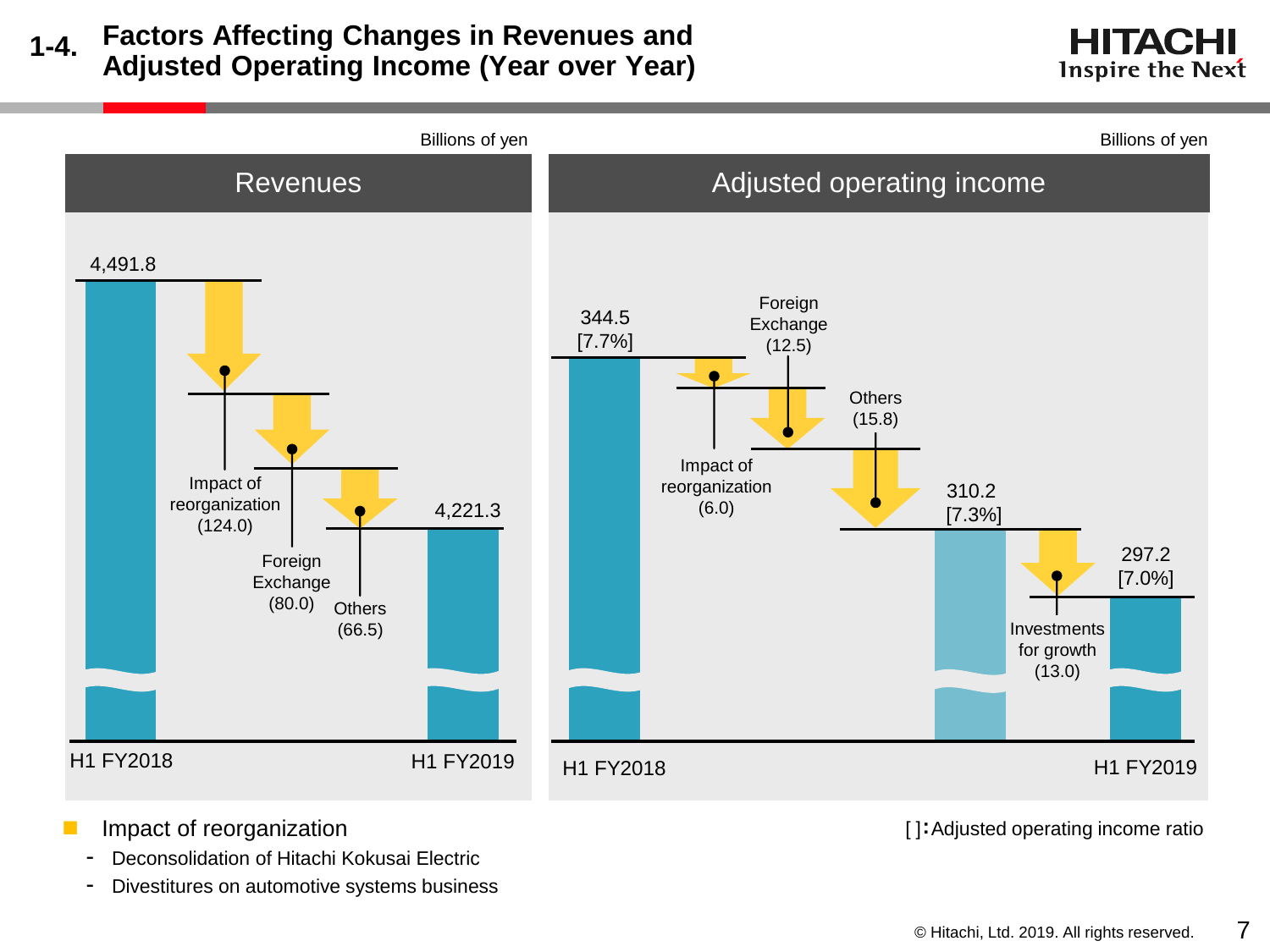# 1-4. Factors Affecting Changes in Revenues and Adjusted Operating Income (Year over Year)

## Revenues

Billions of yen

| Item | Amount |
| --- | --- |
| H1 FY2018 | 4,491.8 |
| Impact of reorganization | (124.0) |
| Foreign Exchange | (80.0) |
| Others | (66.5) |
| H1 FY2019 | 4,221.3 |

## Adjusted operating income

Billions of yen

| Item | Amount |
| --- | --- |
| H1 FY2018 | 344.5 [7.7%] |
| Impact of reorganization | (6.0) |
| Foreign Exchange | (12.5) |
| Others | (15.8) |
| Subtotal | 310.2 [7.3%] |
| Investments for growth | (13.0) |
| H1 FY2019 | 297.2 [7.0%] |

[ ]: Adjusted operating income ratio

- Impact of reorganization
  - Deconsolidation of Hitachi Kokusai Electric
  - Divestitures on automotive systems business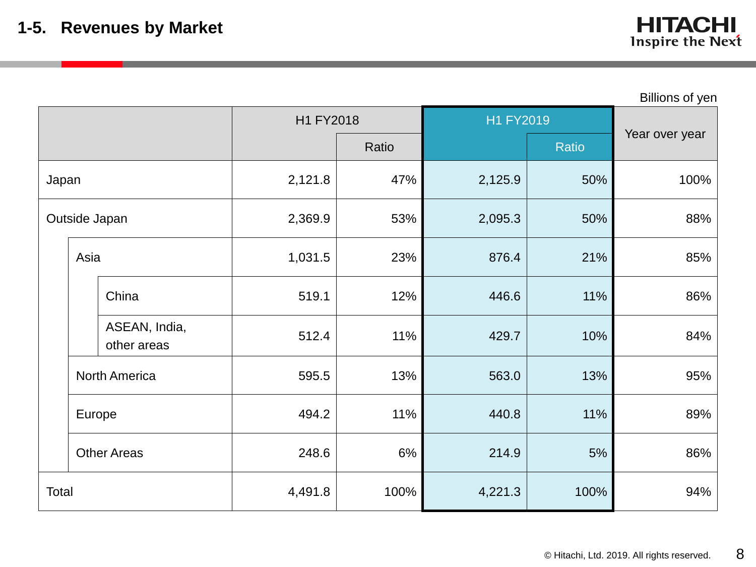## 1-5. Revenues by Market

Billions of yen

| | | | H1 FY2018 | | H1 FY2019 | | Year over year |
|---|---|---|---|---|---|---|---|
| | | | | Ratio | | Ratio | |
| Japan | | | 2,121.8 | 47% | 2,125.9 | 50% | 100% |
| Outside Japan | | | 2,369.9 | 53% | 2,095.3 | 50% | 88% |
| | Asia | | 1,031.5 | 23% | 876.4 | 21% | 85% |
| | | China | 519.1 | 12% | 446.6 | 11% | 86% |
| | | ASEAN, India, other areas | 512.4 | 11% | 429.7 | 10% | 84% |
| | North America | | 595.5 | 13% | 563.0 | 13% | 95% |
| | Europe | | 494.2 | 11% | 440.8 | 11% | 89% |
| | Other Areas | | 248.6 | 6% | 214.9 | 5% | 86% |
| Total | | | 4,491.8 | 100% | 4,221.3 | 100% | 94% |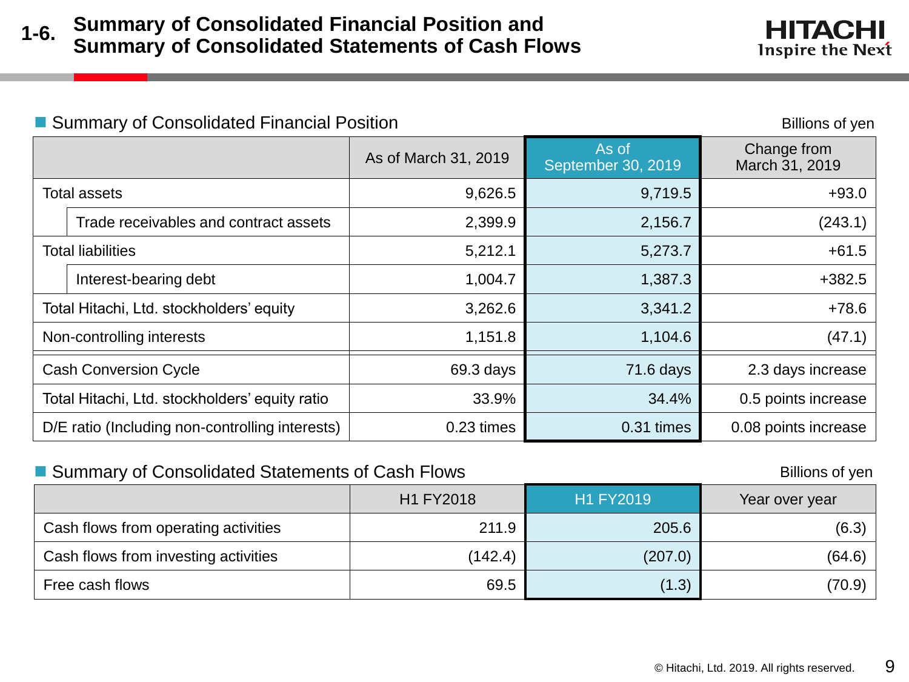# 1-6. Summary of Consolidated Financial Position and Summary of Consolidated Statements of Cash Flows

## Summary of Consolidated Financial Position

Billions of yen

| | As of March 31, 2019 | As of September 30, 2019 | Change from March 31, 2019 |
|---|---|---|---|
| Total assets | 9,626.5 | 9,719.5 | +93.0 |
| Trade receivables and contract assets | 2,399.9 | 2,156.7 | (243.1) |
| Total liabilities | 5,212.1 | 5,273.7 | +61.5 |
| Interest-bearing debt | 1,004.7 | 1,387.3 | +382.5 |
| Total Hitachi, Ltd. stockholders' equity | 3,262.6 | 3,341.2 | +78.6 |
| Non-controlling interests | 1,151.8 | 1,104.6 | (47.1) |
| Cash Conversion Cycle | 69.3 days | 71.6 days | 2.3 days increase |
| Total Hitachi, Ltd. stockholders' equity ratio | 33.9% | 34.4% | 0.5 points increase |
| D/E ratio (Including non-controlling interests) | 0.23 times | 0.31 times | 0.08 points increase |

## Summary of Consolidated Statements of Cash Flows

Billions of yen

| | H1 FY2018 | H1 FY2019 | Year over year |
|---|---|---|---|
| Cash flows from operating activities | 211.9 | 205.6 | (6.3) |
| Cash flows from investing activities | (142.4) | (207.0) | (64.6) |
| Free cash flows | 69.5 | (1.3) | (70.9) |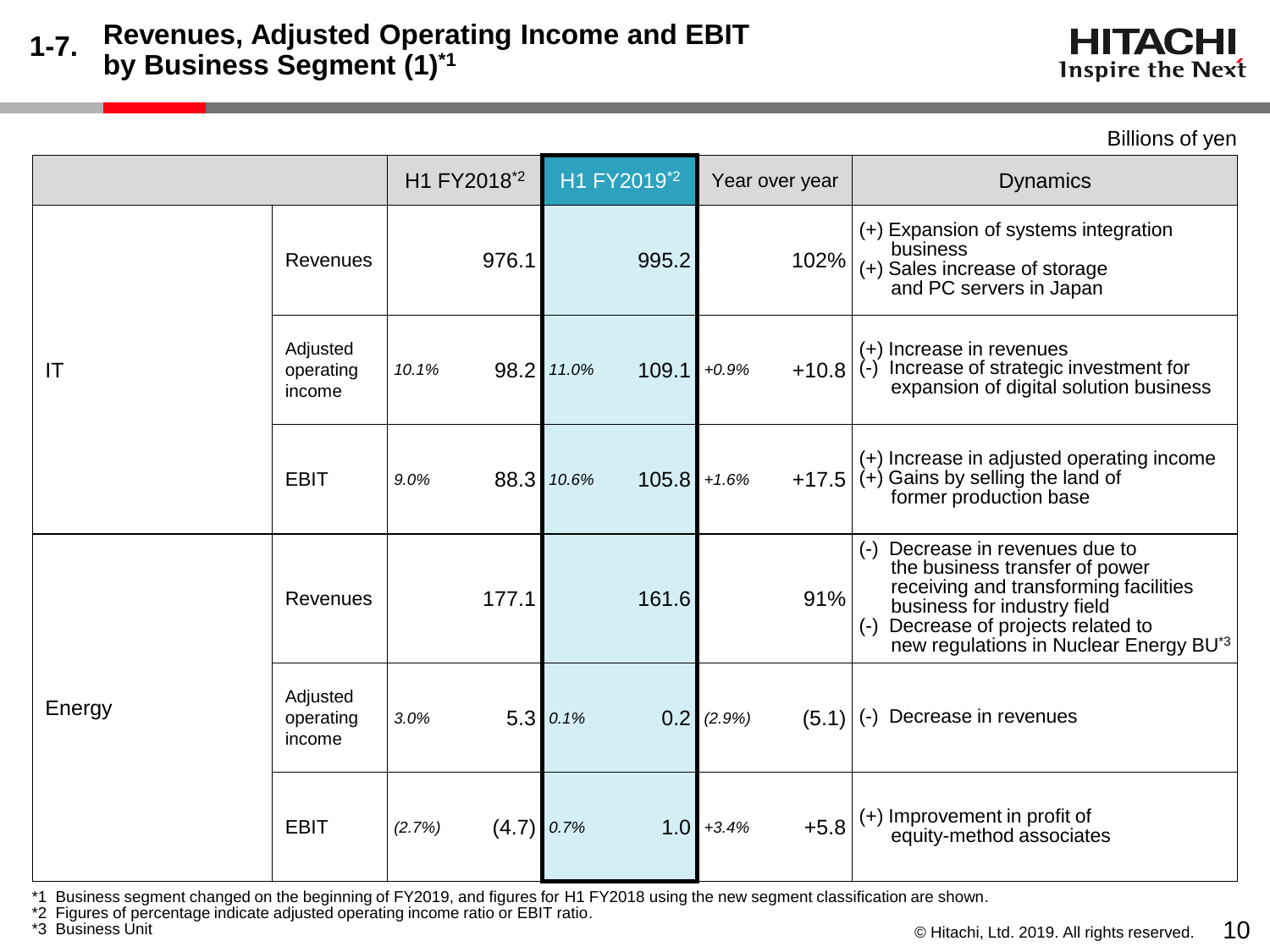# 1-7. Revenues, Adjusted Operating Income and EBIT by Business Segment (1)[*1]

Billions of yen

| | | H1 FY2018[*2] | | H1 FY2019[*2] | | Year over year | | Dynamics |
|---|---|---|---|---|---|---|---|---|
| IT | Revenues | | 976.1 | | 995.2 | | 102% | (+) Expansion of systems integration business<br>(+) Sales increase of storage and PC servers in Japan |
| | Adjusted operating income | *10.1%* | 98.2 | *11.0%* | 109.1 | *+0.9%* | +10.8 | (+) Increase in revenues<br>(-) Increase of strategic investment for expansion of digital solution business |
| | EBIT | *9.0%* | 88.3 | *10.6%* | 105.8 | *+1.6%* | +17.5 | (+) Increase in adjusted operating income<br>(+) Gains by selling the land of former production base |
| Energy | Revenues | | 177.1 | | 161.6 | | 91% | (-) Decrease in revenues due to the business transfer of power receiving and transforming facilities business for industry field<br>(-) Decrease of projects related to new regulations in Nuclear Energy BU[*3] |
| | Adjusted operating income | *3.0%* | 5.3 | *0.1%* | 0.2 | *(2.9%)* | (5.1) | (-) Decrease in revenues |
| | EBIT | *(2.7%)* | (4.7) | *0.7%* | 1.0 | *+3.4%* | +5.8 | (+) Improvement in profit of equity-method associates |

*1 Business segment changed on the beginning of FY2019, and figures for H1 FY2018 using the new segment classification are shown.
*2 Figures of percentage indicate adjusted operating income ratio or EBIT ratio.
*3 Business Unit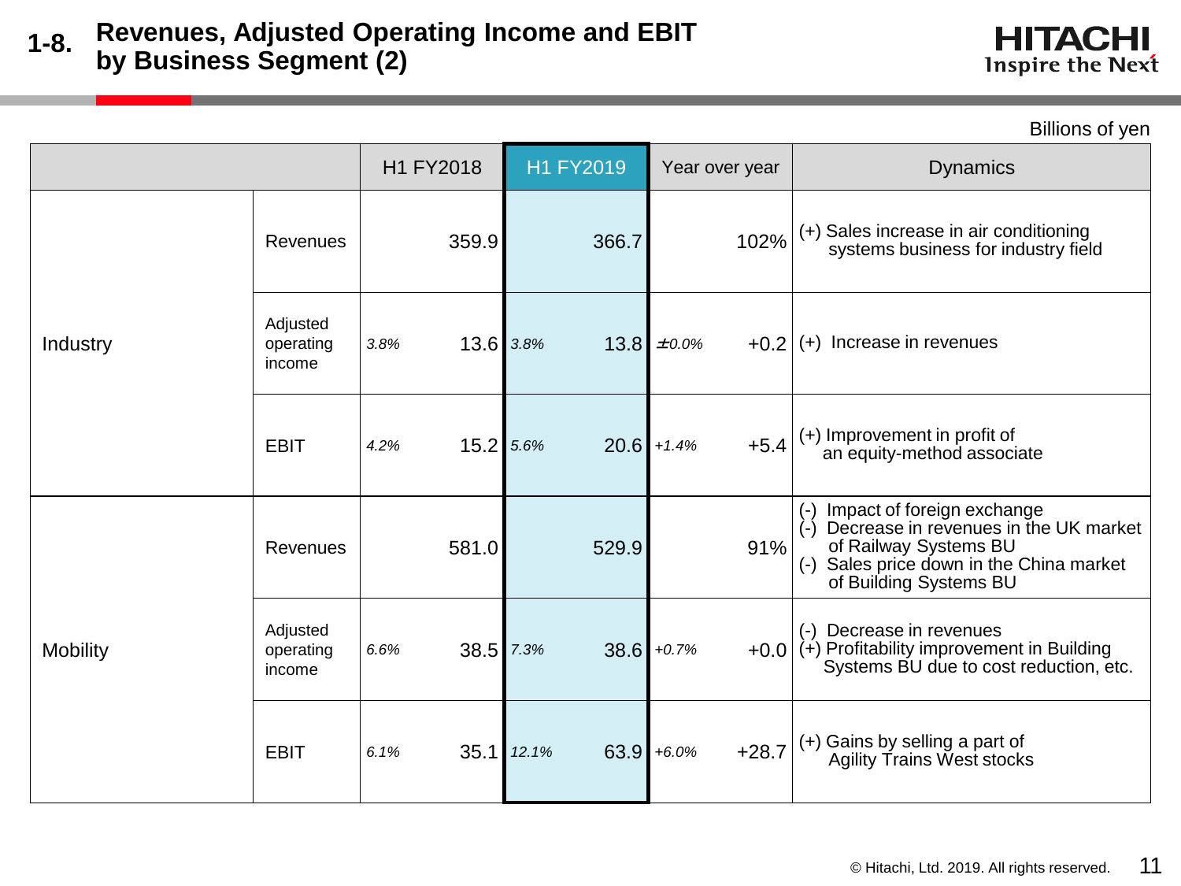# 1-8. Revenues, Adjusted Operating Income and EBIT by Business Segment (2)

Billions of yen

| | | H1 FY2018 | | H1 FY2019 | | Year over year | | Dynamics |
|---|---|---|---|---|---|---|---|---|
| Industry | Revenues | | 359.9 | | 366.7 | | 102% | (+) Sales increase in air conditioning systems business for industry field |
| | Adjusted operating income | *3.8%* | 13.6 | *3.8%* | 13.8 | *±0.0%* | +0.2 | (+) Increase in revenues |
| | EBIT | *4.2%* | 15.2 | *5.6%* | 20.6 | *+1.4%* | +5.4 | (+) Improvement in profit of an equity-method associate |
| Mobility | Revenues | | 581.0 | | 529.9 | | 91% | (-) Impact of foreign exchange<br>(-) Decrease in revenues in the UK market of Railway Systems BU<br>(-) Sales price down in the China market of Building Systems BU |
| | Adjusted operating income | *6.6%* | 38.5 | *7.3%* | 38.6 | *+0.7%* | +0.0 | (-) Decrease in revenues<br>(+) Profitability improvement in Building Systems BU due to cost reduction, etc. |
| | EBIT | *6.1%* | 35.1 | *12.1%* | 63.9 | *+6.0%* | +28.7 | (+) Gains by selling a part of Agility Trains West stocks |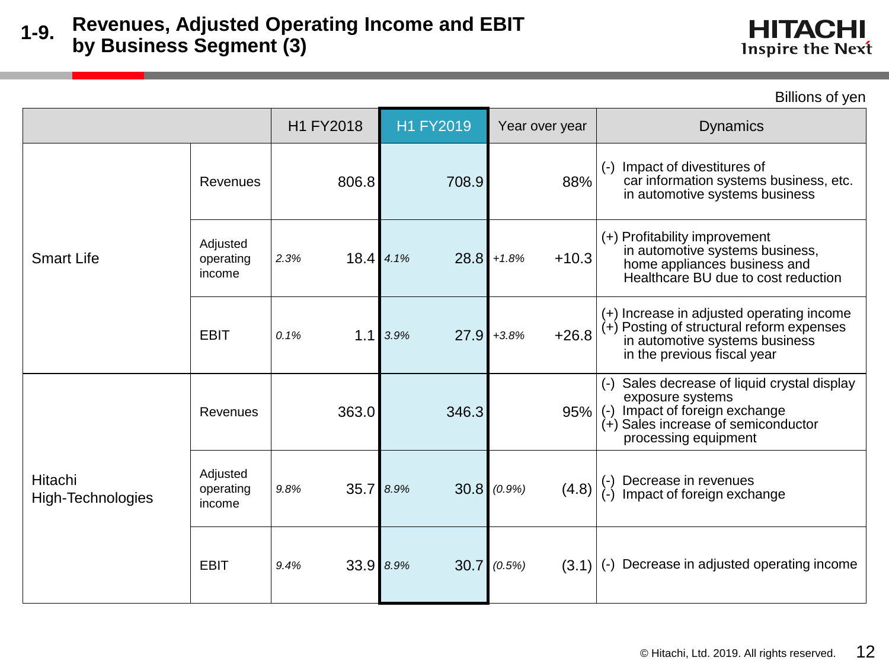# 1-9. Revenues, Adjusted Operating Income and EBIT by Business Segment (3)

Billions of yen

| | | H1 FY2018 | | H1 FY2019 | | Year over year | | Dynamics |
|---|---|---|---|---|---|---|---|---|
| Smart Life | Revenues | | 806.8 | | 708.9 | | 88% | (-) Impact of divestitures of car information systems business, etc. in automotive systems business |
| | Adjusted operating income | *2.3%* | 18.4 | *4.1%* | 28.8 | *+1.8%* | +10.3 | (+) Profitability improvement in automotive systems business, home appliances business and Healthcare BU due to cost reduction |
| | EBIT | *0.1%* | 1.1 | *3.9%* | 27.9 | *+3.8%* | +26.8 | (+) Increase in adjusted operating income<br>(+) Posting of structural reform expenses in automotive systems business in the previous fiscal year |
| Hitachi High-Technologies | Revenues | | 363.0 | | 346.3 | | 95% | (-) Sales decrease of liquid crystal display exposure systems<br>(-) Impact of foreign exchange<br>(+) Sales increase of semiconductor processing equipment |
| | Adjusted operating income | *9.8%* | 35.7 | *8.9%* | 30.8 | *(0.9%)* | (4.8) | (-) Decrease in revenues<br>(-) Impact of foreign exchange |
| | EBIT | *9.4%* | 33.9 | *8.9%* | 30.7 | *(0.5%)* | (3.1) | (-) Decrease in adjusted operating income |

© Hitachi, Ltd. 2019. All rights reserved.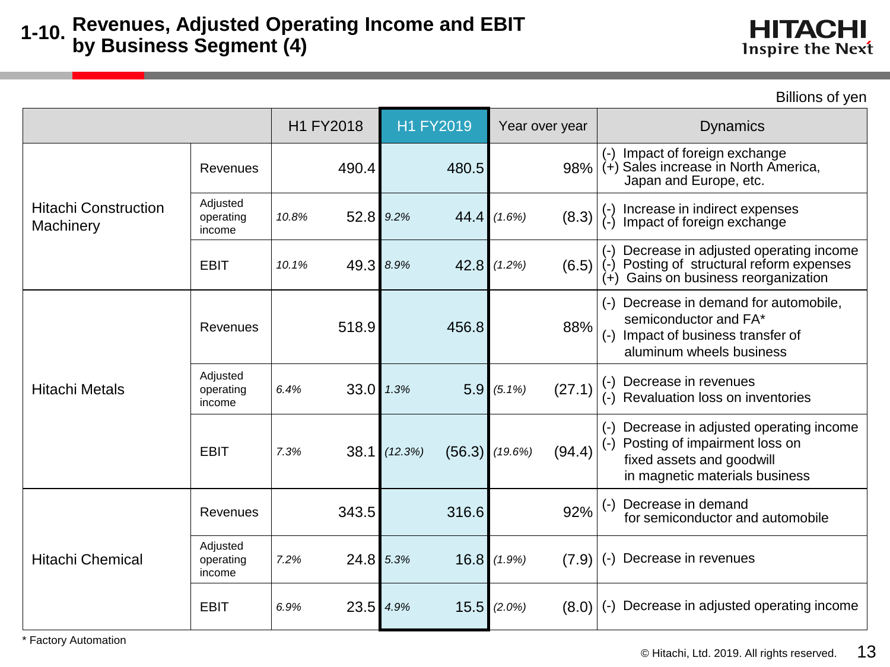# 1-10. Revenues, Adjusted Operating Income and EBIT by Business Segment (4)

Billions of yen

| | | H1 FY2018 | | H1 FY2019 | | Year over year | | Dynamics |
|---|---|---|---|---|---|---|---|---|
| Hitachi Construction Machinery | Revenues | | 490.4 | | 480.5 | | 98% | (-) Impact of foreign exchange<br>(+) Sales increase in North America, Japan and Europe, etc. |
| | Adjusted operating income | *10.8%* | 52.8 | *9.2%* | 44.4 | *(1.6%)* | (8.3) | (-) Increase in indirect expenses<br>(-) Impact of foreign exchange |
| | EBIT | *10.1%* | 49.3 | *8.9%* | 42.8 | *(1.2%)* | (6.5) | (-) Decrease in adjusted operating income<br>(-) Posting of structural reform expenses<br>(+) Gains on business reorganization |
| Hitachi Metals | Revenues | | 518.9 | | 456.8 | | 88% | (-) Decrease in demand for automobile, semiconductor and FA*<br>(-) Impact of business transfer of aluminum wheels business |
| | Adjusted operating income | *6.4%* | 33.0 | *1.3%* | 5.9 | *(5.1%)* | (27.1) | (-) Decrease in revenues<br>(-) Revaluation loss on inventories |
| | EBIT | *7.3%* | 38.1 | *(12.3%)* | (56.3) | *(19.6%)* | (94.4) | (-) Decrease in adjusted operating income<br>(-) Posting of impairment loss on fixed assets and goodwill in magnetic materials business |
| Hitachi Chemical | Revenues | | 343.5 | | 316.6 | | 92% | (-) Decrease in demand for semiconductor and automobile |
| | Adjusted operating income | *7.2%* | 24.8 | *5.3%* | 16.8 | *(1.9%)* | (7.9) | (-) Decrease in revenues |
| | EBIT | *6.9%* | 23.5 | *4.9%* | 15.5 | *(2.0%)* | (8.0) | (-) Decrease in adjusted operating income |

* Factory Automation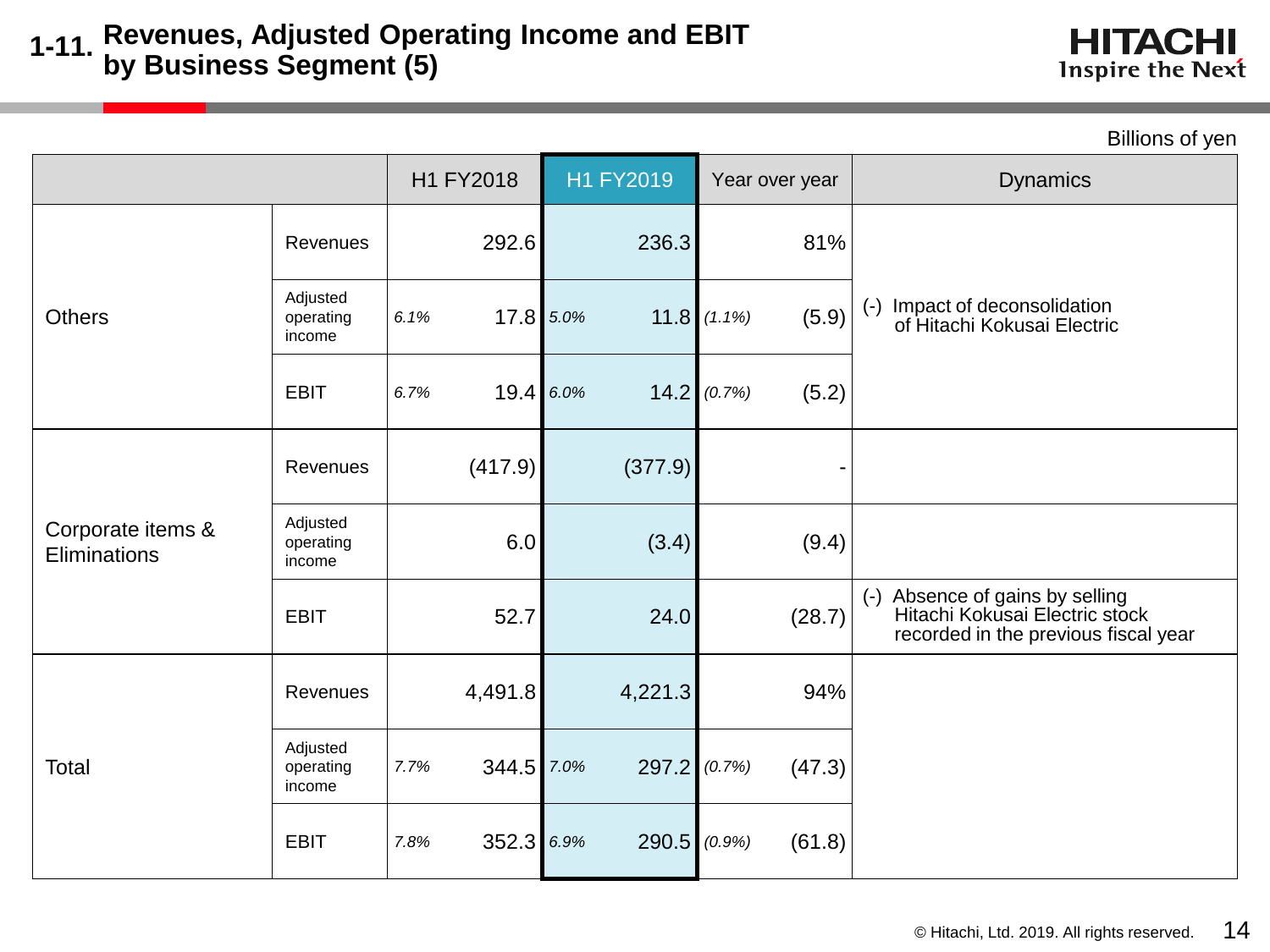# 1-11. Revenues, Adjusted Operating Income and EBIT by Business Segment (5)

Billions of yen

| | | H1 FY2018 | | H1 FY2019 | | Year over year | | Dynamics |
|---|---|---|---|---|---|---|---|---|
| Others | Revenues | | 292.6 | | 236.3 | | 81% | (-) Impact of deconsolidation of Hitachi Kokusai Electric |
| | Adjusted operating income | *6.1%* | 17.8 | *5.0%* | 11.8 | *(1.1%)* | (5.9) | |
| | EBIT | *6.7%* | 19.4 | *6.0%* | 14.2 | *(0.7%)* | (5.2) | |
| Corporate items & Eliminations | Revenues | | (417.9) | | (377.9) | | - | |
| | Adjusted operating income | | 6.0 | | (3.4) | | (9.4) | |
| | EBIT | | 52.7 | | 24.0 | | (28.7) | (-) Absence of gains by selling Hitachi Kokusai Electric stock recorded in the previous fiscal year |
| Total | Revenues | | 4,491.8 | | 4,221.3 | | 94% | |
| | Adjusted operating income | *7.7%* | 344.5 | *7.0%* | 297.2 | *(0.7%)* | (47.3) | |
| | EBIT | *7.8%* | 352.3 | *6.9%* | 290.5 | *(0.9%)* | (61.8) | |

© Hitachi, Ltd. 2019. All rights reserved.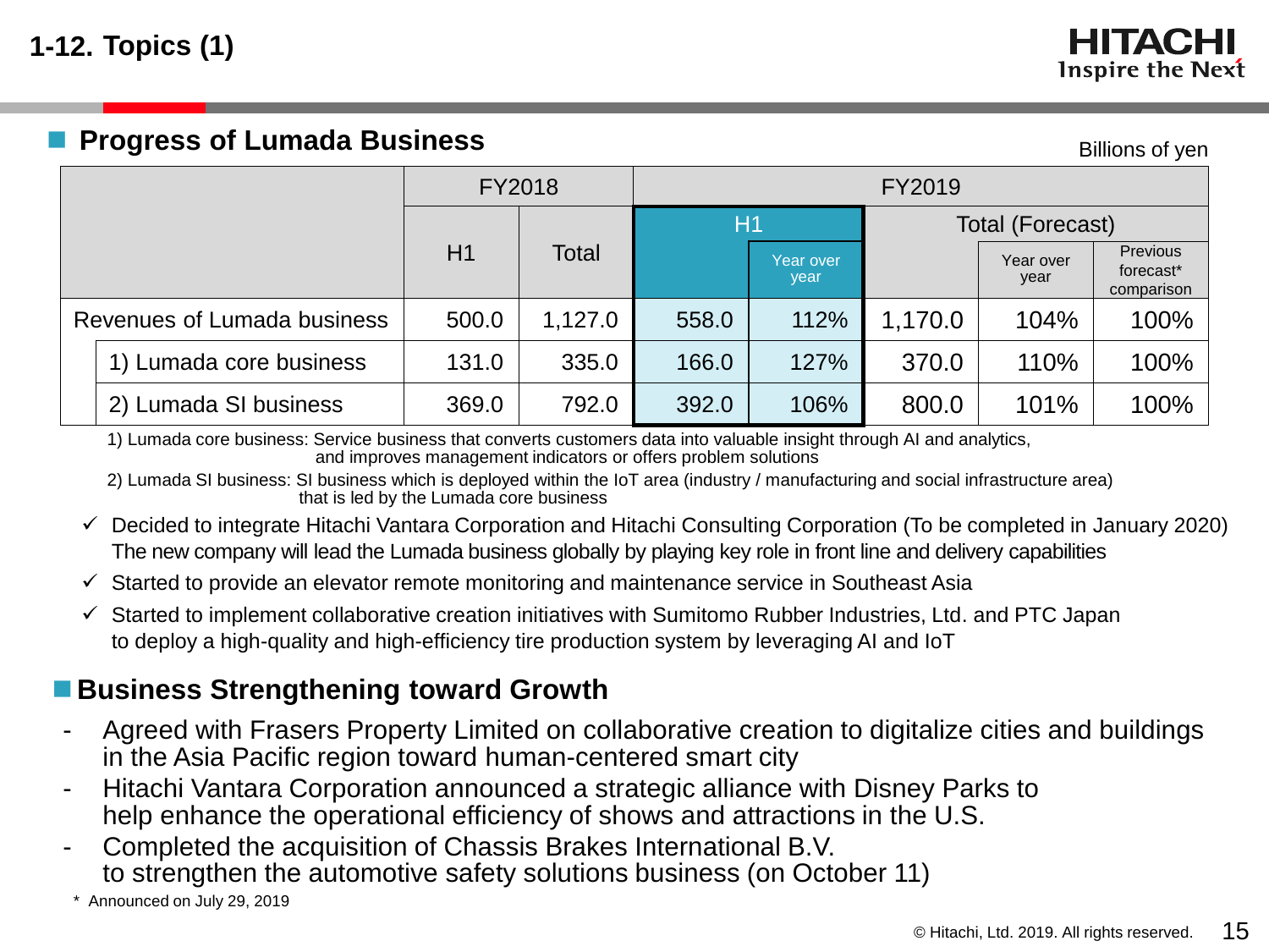# 1-12. Topics (1)

## Progress of Lumada Business

Billions of yen

| | FY2018 | | FY2019 | | | | |
|---|---|---|---|---|---|---|---|
| | H1 | Total | H1 | | Total (Forecast) | | |
| | | | | Year over year | | Year over year | Previous forecast* comparison |
| Revenues of Lumada business | 500.0 | 1,127.0 | 558.0 | 112% | 1,170.0 | 104% | 100% |
| 1) Lumada core business | 131.0 | 335.0 | 166.0 | 127% | 370.0 | 110% | 100% |
| 2) Lumada SI business | 369.0 | 792.0 | 392.0 | 106% | 800.0 | 101% | 100% |

1) Lumada core business: Service business that converts customers data into valuable insight through AI and analytics, and improves management indicators or offers problem solutions

2) Lumada SI business: SI business which is deployed within the IoT area (industry / manufacturing and social infrastructure area) that is led by the Lumada core business

- ✓ Decided to integrate Hitachi Vantara Corporation and Hitachi Consulting Corporation (To be completed in January 2020) The new company will lead the Lumada business globally by playing key role in front line and delivery capabilities
- ✓ Started to provide an elevator remote monitoring and maintenance service in Southeast Asia
- ✓ Started to implement collaborative creation initiatives with Sumitomo Rubber Industries, Ltd. and PTC Japan to deploy a high-quality and high-efficiency tire production system by leveraging AI and IoT

## Business Strengthening toward Growth

- Agreed with Frasers Property Limited on collaborative creation to digitalize cities and buildings in the Asia Pacific region toward human-centered smart city
- Hitachi Vantara Corporation announced a strategic alliance with Disney Parks to help enhance the operational efficiency of shows and attractions in the U.S.
- Completed the acquisition of Chassis Brakes International B.V. to strengthen the automotive safety solutions business (on October 11)

\* Announced on July 29, 2019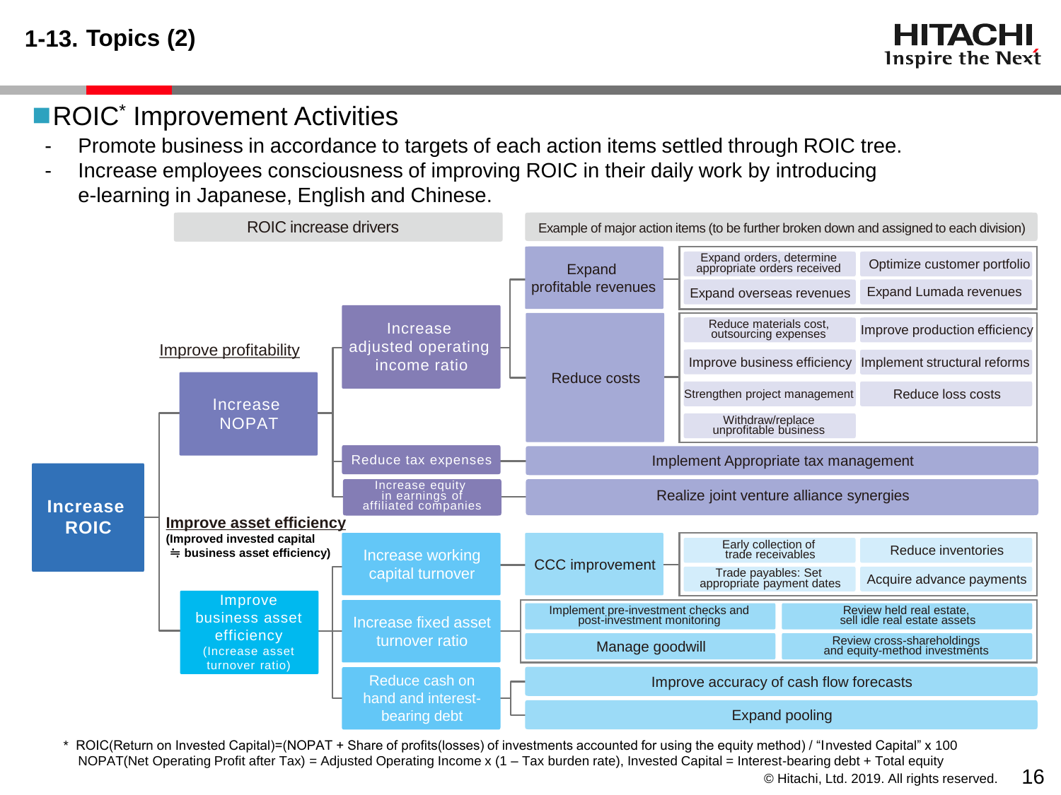# 1-13. Topics (2)

## ■ROIC* Improvement Activities

- Promote business in accordance to targets of each action items settled through ROIC tree.
- Increase employees consciousness of improving ROIC in their daily work by introducing e-learning in Japanese, English and Chinese.

| | ROIC increase drivers | | | Example of major action items (to be further broken down and assigned to each division) | |
|---|---|---|---|---|---|
| Increase ROIC | Improve profitability: Increase NOPAT | Increase adjusted operating income ratio | Expand profitable revenues | Expand orders, determine appropriate orders received | Optimize customer portfolio |
| | | | | Expand overseas revenues | Expand Lumada revenues |
| | | | Reduce costs | Reduce materials cost, outsourcing expenses | Improve production efficiency |
| | | | | Improve business efficiency | Implement structural reforms |
| | | | | Strengthen project management | Reduce loss costs |
| | | | | Withdraw/replace unprofitable business | |
| | | Reduce tax expenses | Implement Appropriate tax management | | |
| | | Increase equity in earnings of affiliated companies | Realize joint venture alliance synergies | | |
| | Improve asset efficiency (Improved invested capital ≒ business asset efficiency): Improve business asset efficiency (Increase asset turnover ratio) | Increase working capital turnover | CCC improvement | Early collection of trade receivables | Reduce inventories |
| | | | | Trade payables: Set appropriate payment dates | Acquire advance payments |
| | | Increase fixed asset turnover ratio | Implement pre-investment checks and post-investment monitoring | | Review held real estate, sell idle real estate assets |
| | | | Manage goodwill | | Review cross-shareholdings and equity-method investments |
| | | Reduce cash on hand and interest-bearing debt | Improve accuracy of cash flow forecasts | | |
| | | | Expand pooling | | |

\* ROIC(Return on Invested Capital)=(NOPAT + Share of profits(losses) of investments accounted for using the equity method) / "Invested Capital" x 100
NOPAT(Net Operating Profit after Tax) = Adjusted Operating Income x (1 – Tax burden rate), Invested Capital = Interest-bearing debt + Total equity

© Hitachi, Ltd. 2019. All rights reserved.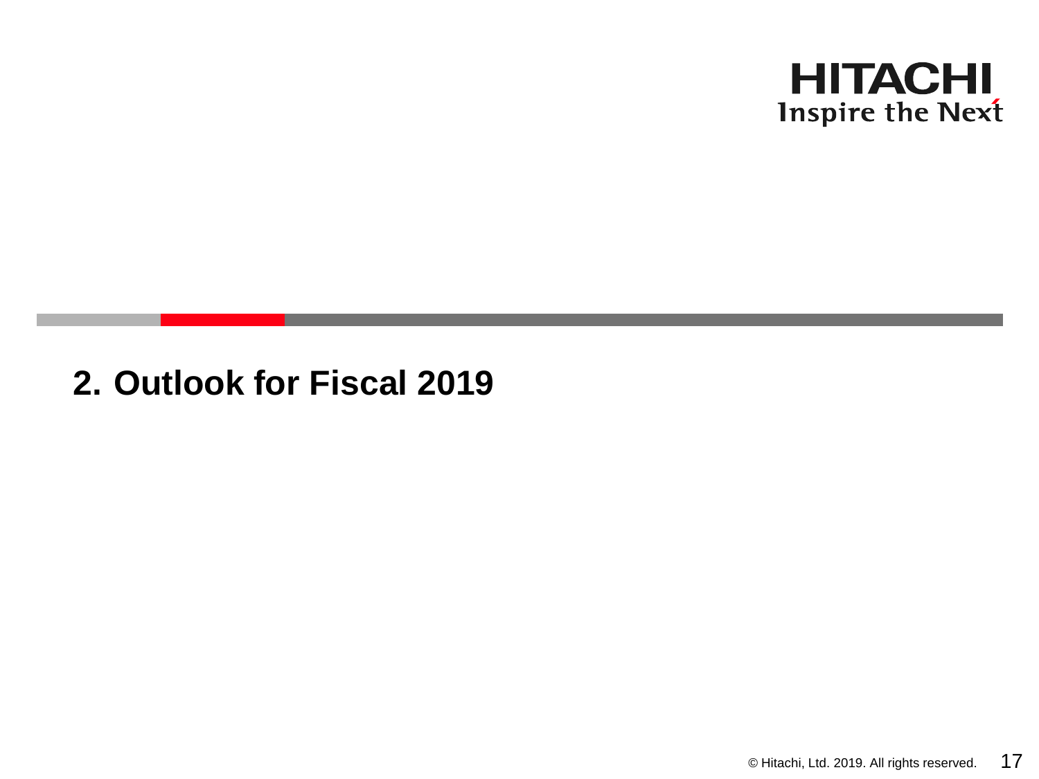## 2. Outlook for Fiscal 2019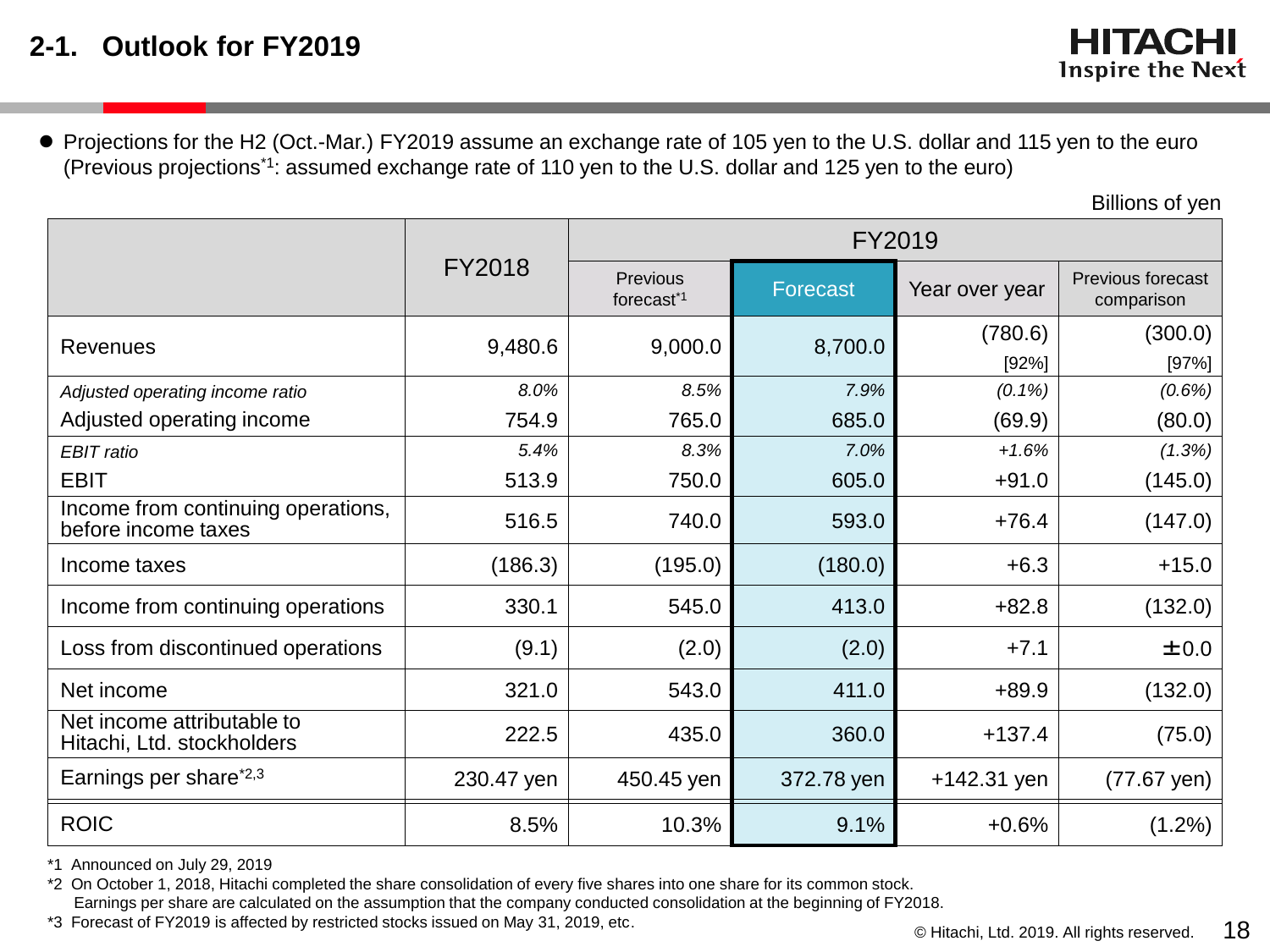## 2-1. Outlook for FY2019

- Projections for the H2 (Oct.-Mar.) FY2019 assume an exchange rate of 105 yen to the U.S. dollar and 115 yen to the euro (Previous projections*1: assumed exchange rate of 110 yen to the U.S. dollar and 125 yen to the euro)

Billions of yen

| | FY2018 | FY2019 | | | |
|---|---|---|---|---|---|
| | | Previous forecast*1 | Forecast | Year over year | Previous forecast comparison |
| Revenues | 9,480.6 | 9,000.0 | 8,700.0 | (780.6) [92%] | (300.0) [97%] |
| *Adjusted operating income ratio* | *8.0%* | *8.5%* | *7.9%* | *(0.1%)* | *(0.6%)* |
| Adjusted operating income | 754.9 | 765.0 | 685.0 | (69.9) | (80.0) |
| *EBIT ratio* | *5.4%* | *8.3%* | *7.0%* | *+1.6%* | *(1.3%)* |
| EBIT | 513.9 | 750.0 | 605.0 | +91.0 | (145.0) |
| Income from continuing operations, before income taxes | 516.5 | 740.0 | 593.0 | +76.4 | (147.0) |
| Income taxes | (186.3) | (195.0) | (180.0) | +6.3 | +15.0 |
| Income from continuing operations | 330.1 | 545.0 | 413.0 | +82.8 | (132.0) |
| Loss from discontinued operations | (9.1) | (2.0) | (2.0) | +7.1 | ±0.0 |
| Net income | 321.0 | 543.0 | 411.0 | +89.9 | (132.0) |
| Net income attributable to Hitachi, Ltd. stockholders | 222.5 | 435.0 | 360.0 | +137.4 | (75.0) |
| Earnings per share*2,3 | 230.47 yen | 450.45 yen | 372.78 yen | +142.31 yen | (77.67 yen) |
| ROIC | 8.5% | 10.3% | 9.1% | +0.6% | (1.2%) |

*1 Announced on July 29, 2019

*2 On October 1, 2018, Hitachi completed the share consolidation of every five shares into one share for its common stock. Earnings per share are calculated on the assumption that the company conducted consolidation at the beginning of FY2018.

*3 Forecast of FY2019 is affected by restricted stocks issued on May 31, 2019, etc.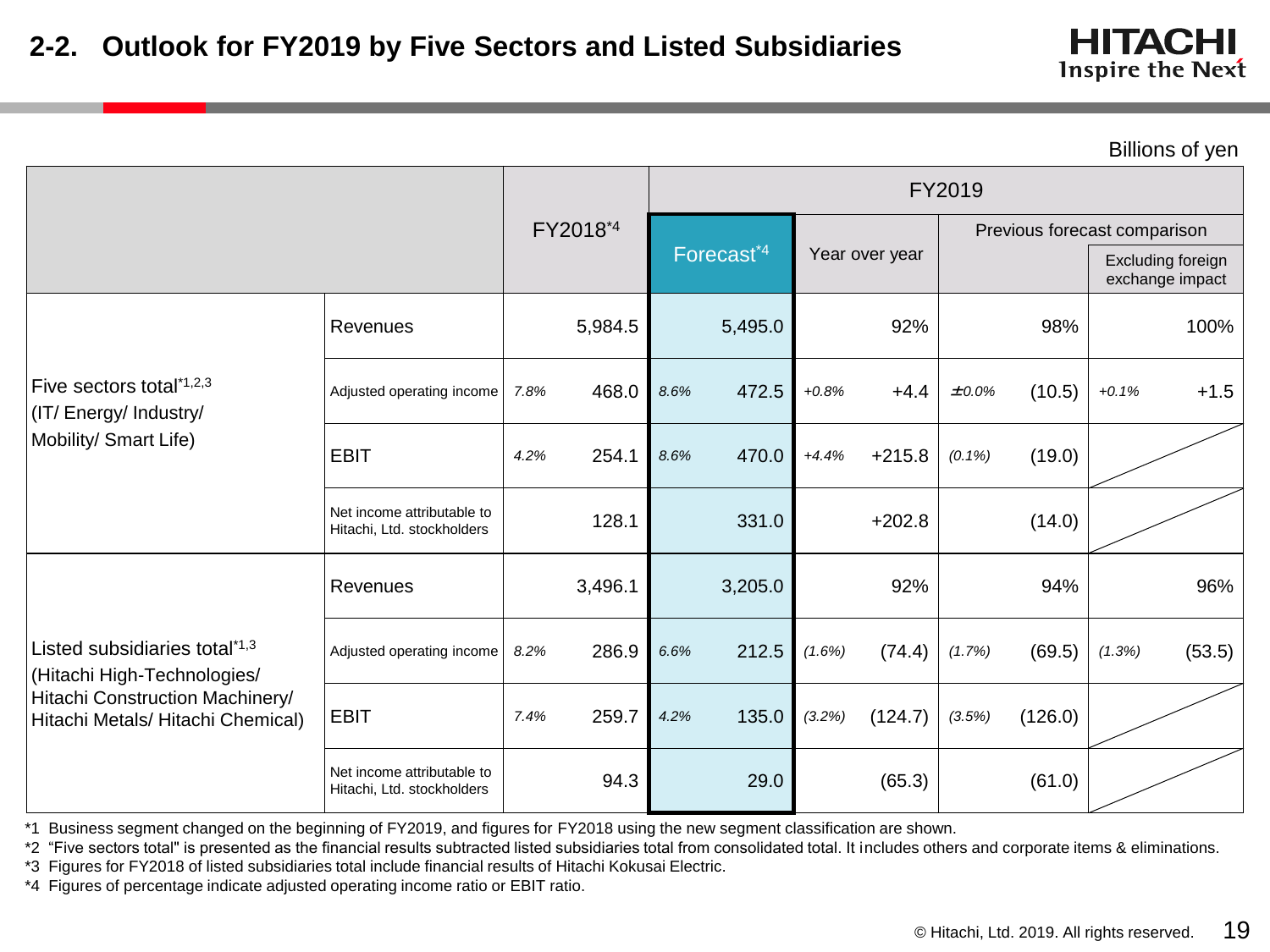## 2-2. Outlook for FY2019 by Five Sectors and Listed Subsidiaries

Billions of yen

| | | FY2018[*4] | | FY2019 | | | | | | | |
|---|---|---|---|---|---|---|---|---|---|---|---|
| | | | | Forecast[*4] | | Year over year | | Previous forecast comparison | | Excluding foreign exchange impact | |
| Five sectors total[*1,2,3] (IT/ Energy/ Industry/ Mobility/ Smart Life) | Revenues | | 5,984.5 | | 5,495.0 | | 92% | | 98% | | 100% |
| | Adjusted operating income | 7.8% | 468.0 | 8.6% | 472.5 | +0.8% | +4.4 | ±0.0% | (10.5) | +0.1% | +1.5 |
| | EBIT | 4.2% | 254.1 | 8.6% | 470.0 | +4.4% | +215.8 | (0.1%) | (19.0) | | |
| | Net income attributable to Hitachi, Ltd. stockholders | | 128.1 | | 331.0 | | +202.8 | | (14.0) | | |
| Listed subsidiaries total[*1,3] (Hitachi High-Technologies/ Hitachi Construction Machinery/ Hitachi Metals/ Hitachi Chemical) | Revenues | | 3,496.1 | | 3,205.0 | | 92% | | 94% | | 96% |
| | Adjusted operating income | 8.2% | 286.9 | 6.6% | 212.5 | (1.6%) | (74.4) | (1.7%) | (69.5) | (1.3%) | (53.5) |
| | EBIT | 7.4% | 259.7 | 4.2% | 135.0 | (3.2%) | (124.7) | (3.5%) | (126.0) | | |
| | Net income attributable to Hitachi, Ltd. stockholders | | 94.3 | | 29.0 | | (65.3) | | (61.0) | | |

*1 Business segment changed on the beginning of FY2019, and figures for FY2018 using the new segment classification are shown.
*2 "Five sectors total" is presented as the financial results subtracted listed subsidiaries total from consolidated total. It includes others and corporate items & eliminations.
*3 Figures for FY2018 of listed subsidiaries total include financial results of Hitachi Kokusai Electric.
*4 Figures of percentage indicate adjusted operating income ratio or EBIT ratio.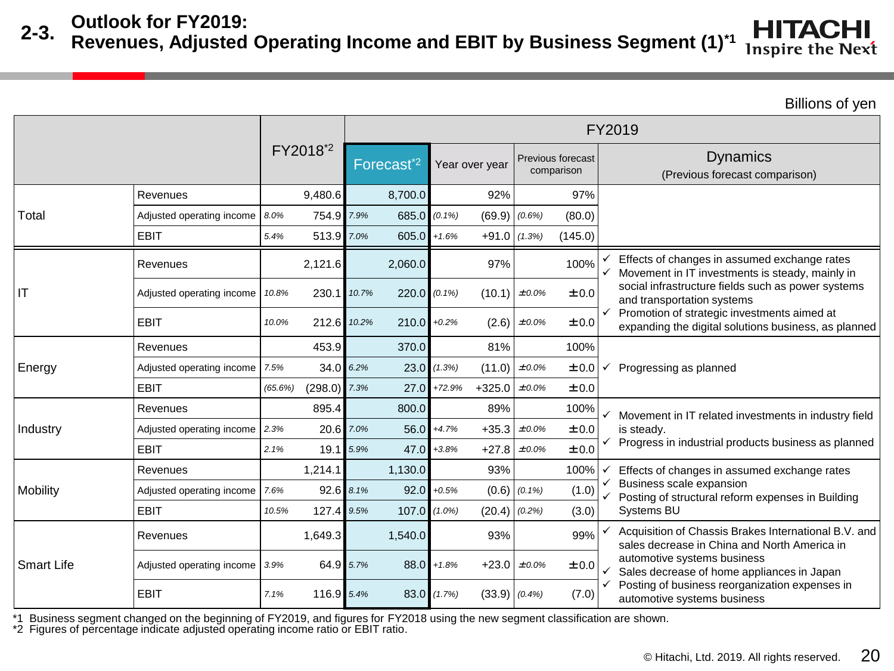# 2-3. Outlook for FY2019: Revenues, Adjusted Operating Income and EBIT by Business Segment (1)*1

Billions of yen

| Segment | Item | FY2018*2 | | FY2019 Forecast*2 | | Year over year | | Previous forecast comparison | | Dynamics (Previous forecast comparison) |
|---|---|---|---|---|---|---|---|---|---|---|
| Total | Revenues | | 9,480.6 | | 8,700.0 | | 92% | | 97% | |
| | Adjusted operating income | 8.0% | 754.9 | 7.9% | 685.0 | (0.1%) | (69.9) | (0.6%) | (80.0) | |
| | EBIT | 5.4% | 513.9 | 7.0% | 605.0 | +1.6% | +91.0 | (1.3%) | (145.0) | |
| IT | Revenues | | 2,121.6 | | 2,060.0 | | 97% | | 100% | ✓ Effects of changes in assumed exchange rates<br>✓ Movement in IT investments is steady, mainly in social infrastructure fields such as power systems and transportation systems<br>✓ Promotion of strategic investments aimed at expanding the digital solutions business, as planned |
| | Adjusted operating income | 10.8% | 230.1 | 10.7% | 220.0 | (0.1%) | (10.1) | ±0.0% | ±0.0 | |
| | EBIT | 10.0% | 212.6 | 10.2% | 210.0 | +0.2% | (2.6) | ±0.0% | ±0.0 | |
| Energy | Revenues | | 453.9 | | 370.0 | | 81% | | 100% | ✓ Progressing as planned |
| | Adjusted operating income | 7.5% | 34.0 | 6.2% | 23.0 | (1.3%) | (11.0) | ±0.0% | ±0.0 | |
| | EBIT | (65.6%) | (298.0) | 7.3% | 27.0 | +72.9% | +325.0 | ±0.0% | ±0.0 | |
| Industry | Revenues | | 895.4 | | 800.0 | | 89% | | 100% | ✓ Movement in IT related investments in industry field is steady.<br>✓ Progress in industrial products business as planned |
| | Adjusted operating income | 2.3% | 20.6 | 7.0% | 56.0 | +4.7% | +35.3 | ±0.0% | ±0.0 | |
| | EBIT | 2.1% | 19.1 | 5.9% | 47.0 | +3.8% | +27.8 | ±0.0% | ±0.0 | |
| Mobility | Revenues | | 1,214.1 | | 1,130.0 | | 93% | | 100% | ✓ Effects of changes in assumed exchange rates<br>✓ Business scale expansion<br>✓ Posting of structural reform expenses in Building Systems BU |
| | Adjusted operating income | 7.6% | 92.6 | 8.1% | 92.0 | +0.5% | (0.6) | (0.1%) | (1.0) | |
| | EBIT | 10.5% | 127.4 | 9.5% | 107.0 | (1.0%) | (20.4) | (0.2%) | (3.0) | |
| Smart Life | Revenues | | 1,649.3 | | 1,540.0 | | 93% | | 99% | ✓ Acquisition of Chassis Brakes International B.V. and sales decrease in China and North America in automotive systems business<br>✓ Sales decrease of home appliances in Japan<br>✓ Posting of business reorganization expenses in automotive systems business |
| | Adjusted operating income | 3.9% | 64.9 | 5.7% | 88.0 | +1.8% | +23.0 | ±0.0% | ±0.0 | |
| | EBIT | 7.1% | 116.9 | 5.4% | 83.0 | (1.7%) | (33.9) | (0.4%) | (7.0) | |

*1 Business segment changed on the beginning of FY2019, and figures for FY2018 using the new segment classification are shown.
*2 Figures of percentage indicate adjusted operating income ratio or EBIT ratio.

© Hitachi, Ltd. 2019. All rights reserved.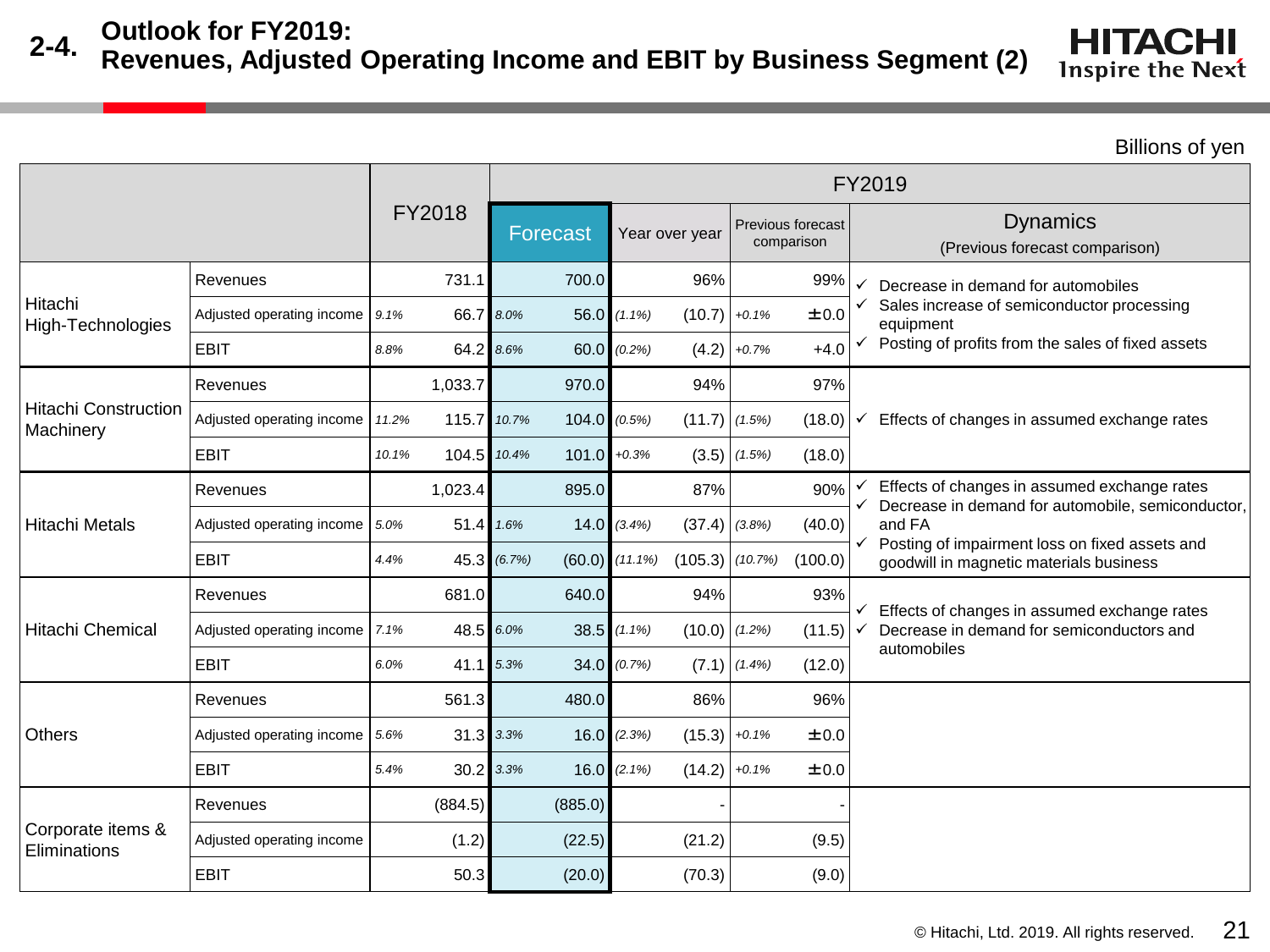# 2-4. Outlook for FY2019: Revenues, Adjusted Operating Income and EBIT by Business Segment (2)

Billions of yen

| | | FY2018 | | FY2019 | | | | | | |
|---|---|---|---|---|---|---|---|---|---|---|
| | | | | Forecast | | Year over year | | Previous forecast comparison | | Dynamics (Previous forecast comparison) |
| Hitachi High-Technologies | Revenues | | 731.1 | | 700.0 | | 96% | | 99% | ✓ Decrease in demand for automobiles<br>✓ Sales increase of semiconductor processing equipment<br>✓ Posting of profits from the sales of fixed assets |
| | Adjusted operating income | *9.1%* | 66.7 | *8.0%* | 56.0 | *(1.1%)* | (10.7) | *+0.1%* | ±0.0 | |
| | EBIT | *8.8%* | 64.2 | *8.6%* | 60.0 | *(0.2%)* | (4.2) | *+0.7%* | +4.0 | |
| Hitachi Construction Machinery | Revenues | | 1,033.7 | | 970.0 | | 94% | | 97% | ✓ Effects of changes in assumed exchange rates |
| | Adjusted operating income | *11.2%* | 115.7 | *10.7%* | 104.0 | *(0.5%)* | (11.7) | *(1.5%)* | (18.0) | |
| | EBIT | *10.1%* | 104.5 | *10.4%* | 101.0 | *+0.3%* | (3.5) | *(1.5%)* | (18.0) | |
| Hitachi Metals | Revenues | | 1,023.4 | | 895.0 | | 87% | | 90% | ✓ Effects of changes in assumed exchange rates<br>✓ Decrease in demand for automobile, semiconductor, and FA<br>✓ Posting of impairment loss on fixed assets and goodwill in magnetic materials business |
| | Adjusted operating income | *5.0%* | 51.4 | *1.6%* | 14.0 | *(3.4%)* | (37.4) | *(3.8%)* | (40.0) | |
| | EBIT | *4.4%* | 45.3 | *(6.7%)* | (60.0) | *(11.1%)* | (105.3) | *(10.7%)* | (100.0) | |
| Hitachi Chemical | Revenues | | 681.0 | | 640.0 | | 94% | | 93% | ✓ Effects of changes in assumed exchange rates<br>✓ Decrease in demand for semiconductors and automobiles |
| | Adjusted operating income | *7.1%* | 48.5 | *6.0%* | 38.5 | *(1.1%)* | (10.0) | *(1.2%)* | (11.5) | |
| | EBIT | *6.0%* | 41.1 | *5.3%* | 34.0 | *(0.7%)* | (7.1) | *(1.4%)* | (12.0) | |
| Others | Revenues | | 561.3 | | 480.0 | | 86% | | 96% | |
| | Adjusted operating income | *5.6%* | 31.3 | *3.3%* | 16.0 | *(2.3%)* | (15.3) | *+0.1%* | ±0.0 | |
| | EBIT | *5.4%* | 30.2 | *3.3%* | 16.0 | *(2.1%)* | (14.2) | *+0.1%* | ±0.0 | |
| Corporate items & Eliminations | Revenues | | (884.5) | | (885.0) | | - | | - | |
| | Adjusted operating income | | (1.2) | | (22.5) | | (21.2) | | (9.5) | |
| | EBIT | | 50.3 | | (20.0) | | (70.3) | | (9.0) | |

© Hitachi, Ltd. 2019. All rights reserved.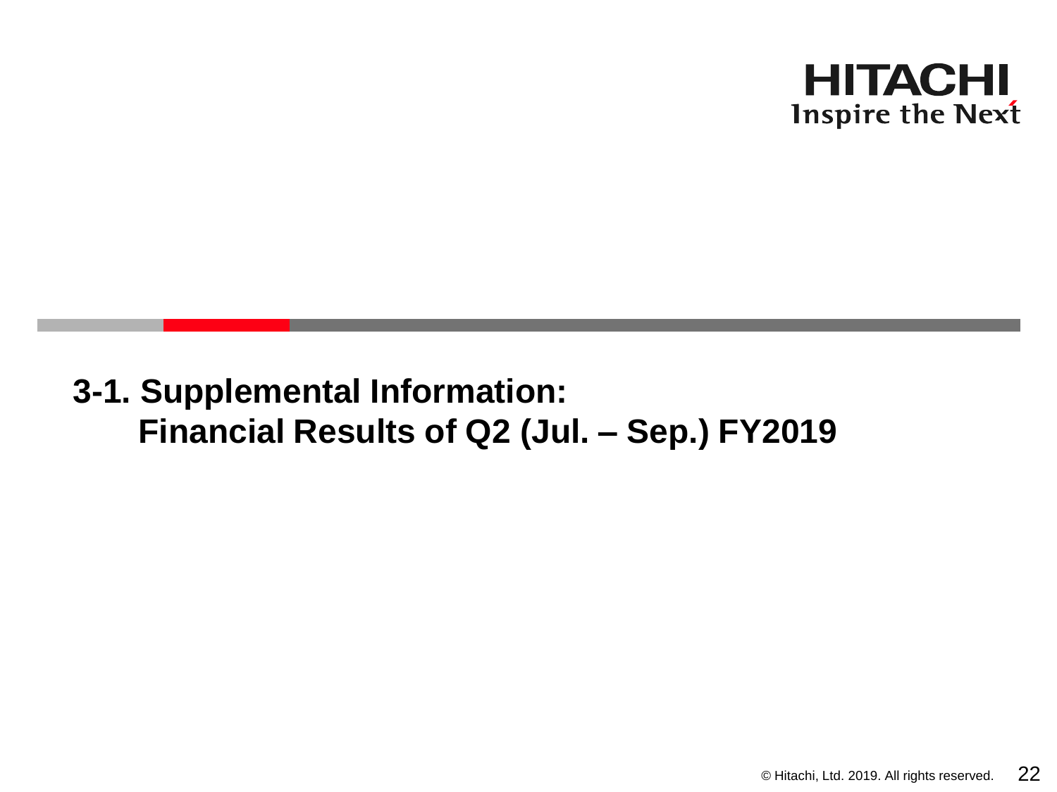# 3-1. Supplemental Information: Financial Results of Q2 (Jul. – Sep.) FY2019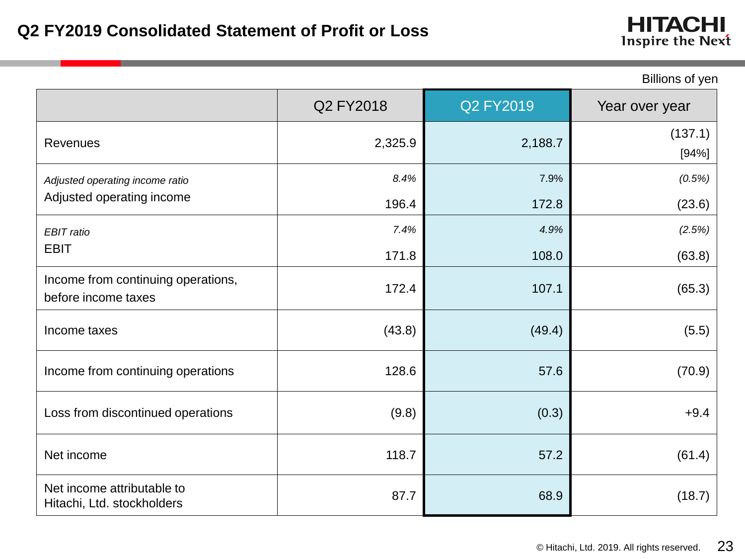# Q2 FY2019 Consolidated Statement of Profit or Loss

Billions of yen

| | Q2 FY2018 | Q2 FY2019 | Year over year |
|---|---|---|---|
| Revenues | 2,325.9 | 2,188.7 | (137.1)<br>[94%] |
| *Adjusted operating income ratio* | *8.4%* | 7.9% | *(0.5%)* |
| Adjusted operating income | 196.4 | 172.8 | (23.6) |
| *EBIT ratio* | *7.4%* | *4.9%* | *(2.5%)* |
| EBIT | 171.8 | 108.0 | (63.8) |
| Income from continuing operations, before income taxes | 172.4 | 107.1 | (65.3) |
| Income taxes | (43.8) | (49.4) | (5.5) |
| Income from continuing operations | 128.6 | 57.6 | (70.9) |
| Loss from discontinued operations | (9.8) | (0.3) | +9.4 |
| Net income | 118.7 | 57.2 | (61.4) |
| Net income attributable to Hitachi, Ltd. stockholders | 87.7 | 68.9 | (18.7) |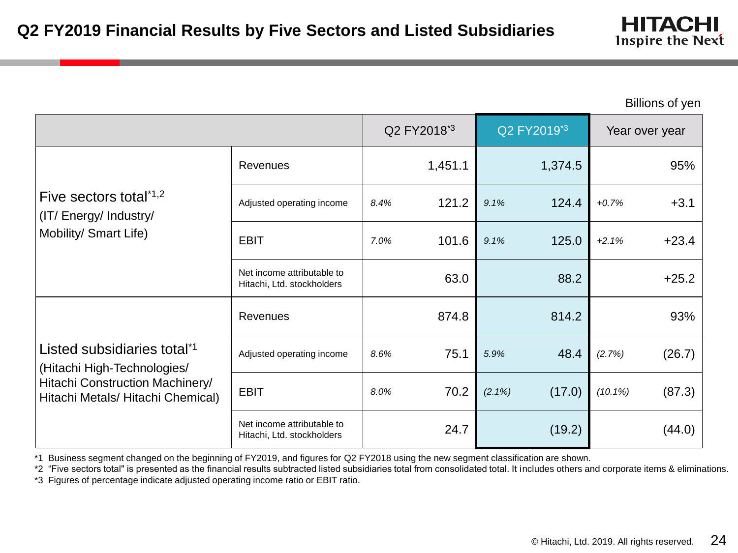# Q2 FY2019 Financial Results by Five Sectors and Listed Subsidiaries

Billions of yen

| | | Q2 FY2018[*3] | | Q2 FY2019[*3] | | Year over year | |
|---|---|---|---|---|---|---|---|
| Five sectors total[*1,2] (IT/ Energy/ Industry/ Mobility/ Smart Life) | Revenues | | 1,451.1 | | 1,374.5 | | 95% |
| | Adjusted operating income | *8.4%* | 121.2 | *9.1%* | 124.4 | *+0.7%* | +3.1 |
| | EBIT | *7.0%* | 101.6 | *9.1%* | 125.0 | *+2.1%* | +23.4 |
| | Net income attributable to Hitachi, Ltd. stockholders | | 63.0 | | 88.2 | | +25.2 |
| Listed subsidiaries total[*1] (Hitachi High-Technologies/ Hitachi Construction Machinery/ Hitachi Metals/ Hitachi Chemical) | Revenues | | 874.8 | | 814.2 | | 93% |
| | Adjusted operating income | *8.6%* | 75.1 | *5.9%* | 48.4 | *(2.7%)* | (26.7) |
| | EBIT | *8.0%* | 70.2 | *(2.1%)* | (17.0) | *(10.1%)* | (87.3) |
| | Net income attributable to Hitachi, Ltd. stockholders | | 24.7 | | (19.2) | | (44.0) |

*1 Business segment changed on the beginning of FY2019, and figures for Q2 FY2018 using the new segment classification are shown.

*2 "Five sectors total" is presented as the financial results subtracted listed subsidiaries total from consolidated total. It includes others and corporate items & eliminations.

*3 Figures of percentage indicate adjusted operating income ratio or EBIT ratio.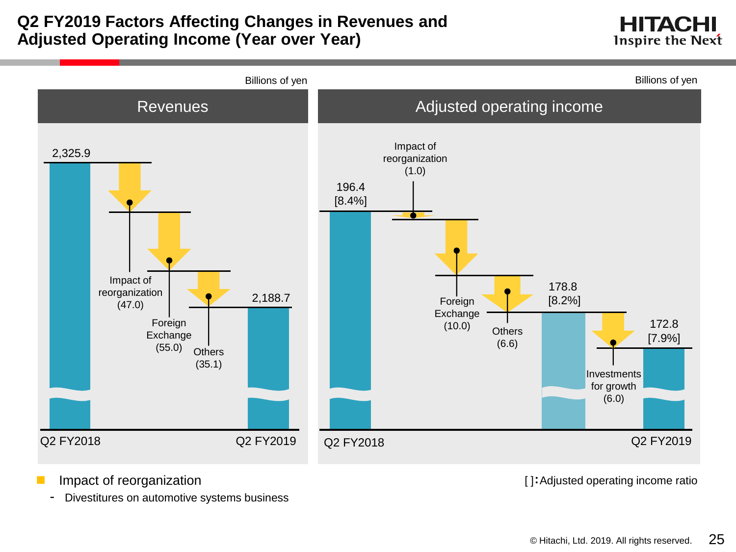# Q2 FY2019 Factors Affecting Changes in Revenues and Adjusted Operating Income (Year over Year)

## Revenues

Billions of yen

| Item | Amount |
|---|---|
| Q2 FY2018 | 2,325.9 |
| Impact of reorganization | (47.0) |
| Foreign Exchange | (55.0) |
| Others | (35.1) |
| Q2 FY2019 | 2,188.7 |

## Adjusted operating income

Billions of yen

| Item | Amount |
|---|---|
| Q2 FY2018 | 196.4 [8.4%] |
| Impact of reorganization | (1.0) |
| Foreign Exchange | (10.0) |
| Others | (6.6) |
| Subtotal | 178.8 [8.2%] |
| Investments for growth | (6.0) |
| Q2 FY2019 | 172.8 [7.9%] |

[ ]: Adjusted operating income ratio

- Impact of reorganization
  - Divestitures on automotive systems business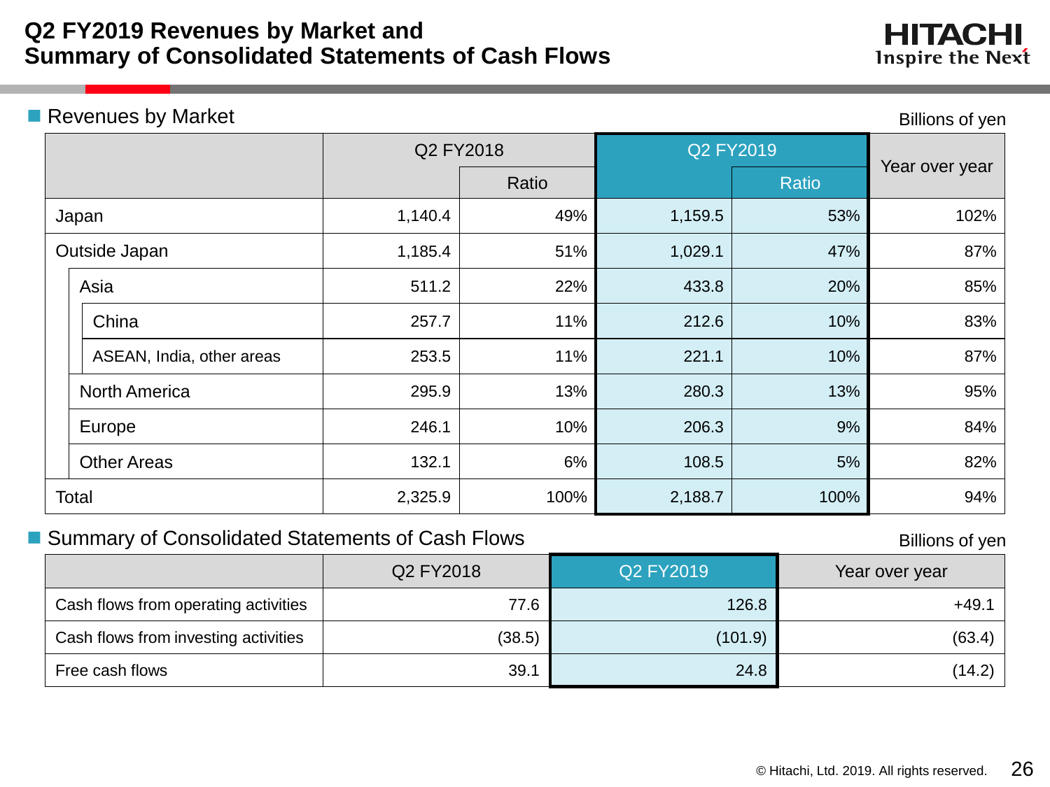# Q2 FY2019 Revenues by Market and Summary of Consolidated Statements of Cash Flows

## Revenues by Market

Billions of yen

| | Q2 FY2018 | | Q2 FY2019 | | Year over year |
|---|---|---|---|---|---|
| | | Ratio | | Ratio | |
| Japan | 1,140.4 | 49% | 1,159.5 | 53% | 102% |
| Outside Japan | 1,185.4 | 51% | 1,029.1 | 47% | 87% |
| Asia | 511.2 | 22% | 433.8 | 20% | 85% |
| China | 257.7 | 11% | 212.6 | 10% | 83% |
| ASEAN, India, other areas | 253.5 | 11% | 221.1 | 10% | 87% |
| North America | 295.9 | 13% | 280.3 | 13% | 95% |
| Europe | 246.1 | 10% | 206.3 | 9% | 84% |
| Other Areas | 132.1 | 6% | 108.5 | 5% | 82% |
| Total | 2,325.9 | 100% | 2,188.7 | 100% | 94% |

## Summary of Consolidated Statements of Cash Flows

Billions of yen

| | Q2 FY2018 | Q2 FY2019 | Year over year |
|---|---|---|---|
| Cash flows from operating activities | 77.6 | 126.8 | +49.1 |
| Cash flows from investing activities | (38.5) | (101.9) | (63.4) |
| Free cash flows | 39.1 | 24.8 | (14.2) |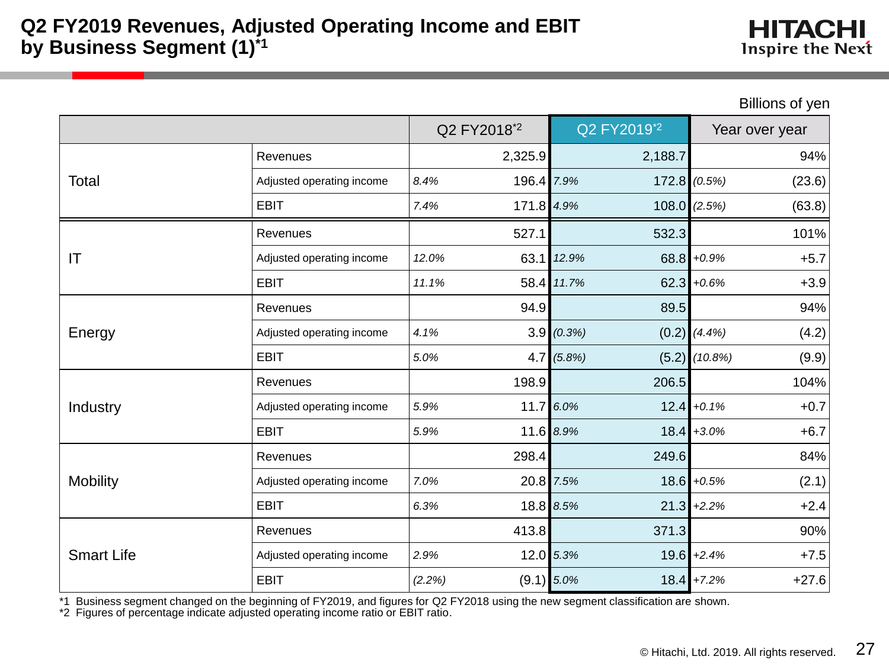# Q2 FY2019 Revenues, Adjusted Operating Income and EBIT by Business Segment (1)[*1]

Billions of yen

| | | Q2 FY2018[*2] | | Q2 FY2019[*2] | | Year over year | |
|---|---|---|---|---|---|---|---|
| Total | Revenues | | 2,325.9 | | 2,188.7 | | 94% |
| | Adjusted operating income | *8.4%* | 196.4 | *7.9%* | 172.8 | *(0.5%)* | (23.6) |
| | EBIT | *7.4%* | 171.8 | *4.9%* | 108.0 | *(2.5%)* | (63.8) |
| IT | Revenues | | 527.1 | | 532.3 | | 101% |
| | Adjusted operating income | *12.0%* | 63.1 | *12.9%* | 68.8 | *+0.9%* | +5.7 |
| | EBIT | *11.1%* | 58.4 | *11.7%* | 62.3 | *+0.6%* | +3.9 |
| Energy | Revenues | | 94.9 | | 89.5 | | 94% |
| | Adjusted operating income | *4.1%* | 3.9 | *(0.3%)* | (0.2) | *(4.4%)* | (4.2) |
| | EBIT | *5.0%* | 4.7 | *(5.8%)* | (5.2) | *(10.8%)* | (9.9) |
| Industry | Revenues | | 198.9 | | 206.5 | | 104% |
| | Adjusted operating income | *5.9%* | 11.7 | *6.0%* | 12.4 | *+0.1%* | +0.7 |
| | EBIT | *5.9%* | 11.6 | *8.9%* | 18.4 | *+3.0%* | +6.7 |
| Mobility | Revenues | | 298.4 | | 249.6 | | 84% |
| | Adjusted operating income | *7.0%* | 20.8 | *7.5%* | 18.6 | *+0.5%* | (2.1) |
| | EBIT | *6.3%* | 18.8 | *8.5%* | 21.3 | *+2.2%* | +2.4 |
| Smart Life | Revenues | | 413.8 | | 371.3 | | 90% |
| | Adjusted operating income | *2.9%* | 12.0 | *5.3%* | 19.6 | *+2.4%* | +7.5 |
| | EBIT | *(2.2%)* | (9.1) | *5.0%* | 18.4 | *+7.2%* | +27.6 |

*1 Business segment changed on the beginning of FY2019, and figures for Q2 FY2018 using the new segment classification are shown.
*2 Figures of percentage indicate adjusted operating income ratio or EBIT ratio.

© Hitachi, Ltd. 2019. All rights reserved.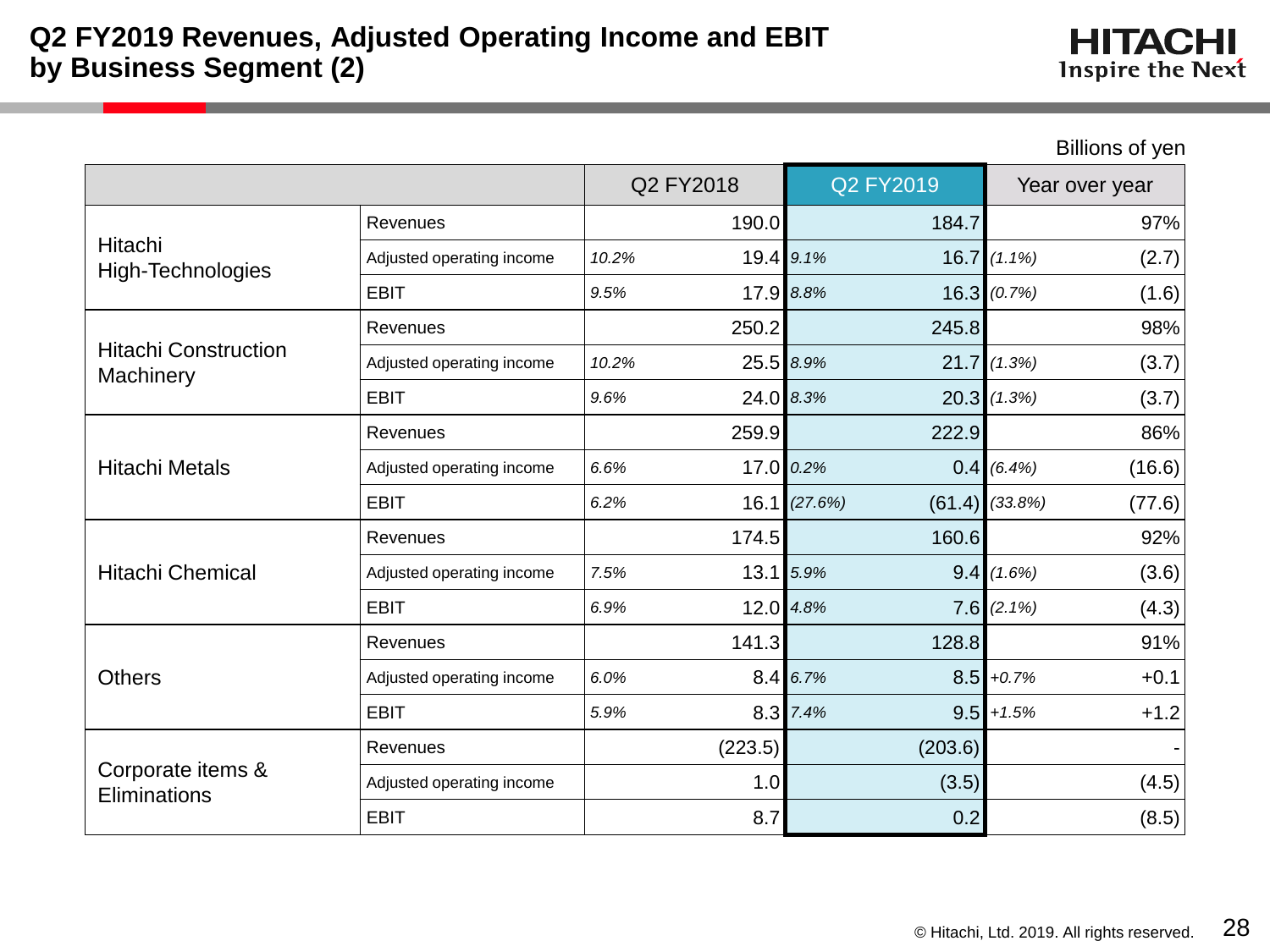# Q2 FY2019 Revenues, Adjusted Operating Income and EBIT by Business Segment (2)

Billions of yen

| | | | Q2 FY2018 | | Q2 FY2019 | | Year over year |
|---|---|---|---|---|---|---|---|
| Hitachi High-Technologies | Revenues | | 190.0 | | 184.7 | | 97% |
| | Adjusted operating income | *10.2%* | 19.4 | *9.1%* | 16.7 | *(1.1%)* | (2.7) |
| | EBIT | *9.5%* | 17.9 | *8.8%* | 16.3 | *(0.7%)* | (1.6) |
| Hitachi Construction Machinery | Revenues | | 250.2 | | 245.8 | | 98% |
| | Adjusted operating income | *10.2%* | 25.5 | *8.9%* | 21.7 | *(1.3%)* | (3.7) |
| | EBIT | *9.6%* | 24.0 | *8.3%* | 20.3 | *(1.3%)* | (3.7) |
| Hitachi Metals | Revenues | | 259.9 | | 222.9 | | 86% |
| | Adjusted operating income | *6.6%* | 17.0 | *0.2%* | 0.4 | *(6.4%)* | (16.6) |
| | EBIT | *6.2%* | 16.1 | *(27.6%)* | (61.4) | *(33.8%)* | (77.6) |
| Hitachi Chemical | Revenues | | 174.5 | | 160.6 | | 92% |
| | Adjusted operating income | *7.5%* | 13.1 | *5.9%* | 9.4 | *(1.6%)* | (3.6) |
| | EBIT | *6.9%* | 12.0 | *4.8%* | 7.6 | *(2.1%)* | (4.3) |
| Others | Revenues | | 141.3 | | 128.8 | | 91% |
| | Adjusted operating income | *6.0%* | 8.4 | *6.7%* | 8.5 | *+0.7%* | +0.1 |
| | EBIT | *5.9%* | 8.3 | *7.4%* | 9.5 | *+1.5%* | +1.2 |
| Corporate items & Eliminations | Revenues | | (223.5) | | (203.6) | | - |
| | Adjusted operating income | | 1.0 | | (3.5) | | (4.5) |
| | EBIT | | 8.7 | | 0.2 | | (8.5) |

© Hitachi, Ltd. 2019. All rights reserved.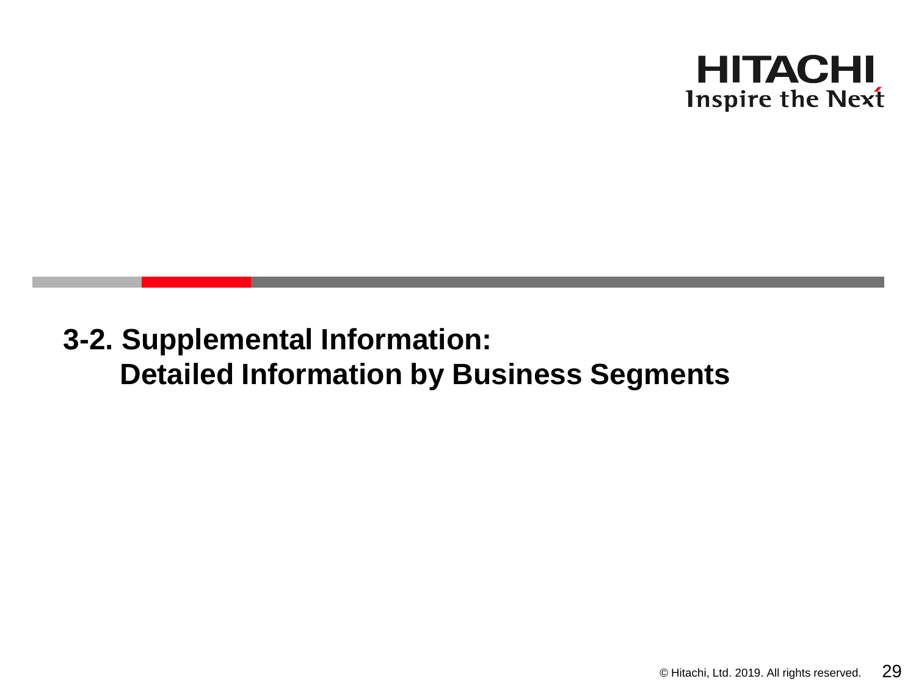# 3-2. Supplemental Information: Detailed Information by Business Segments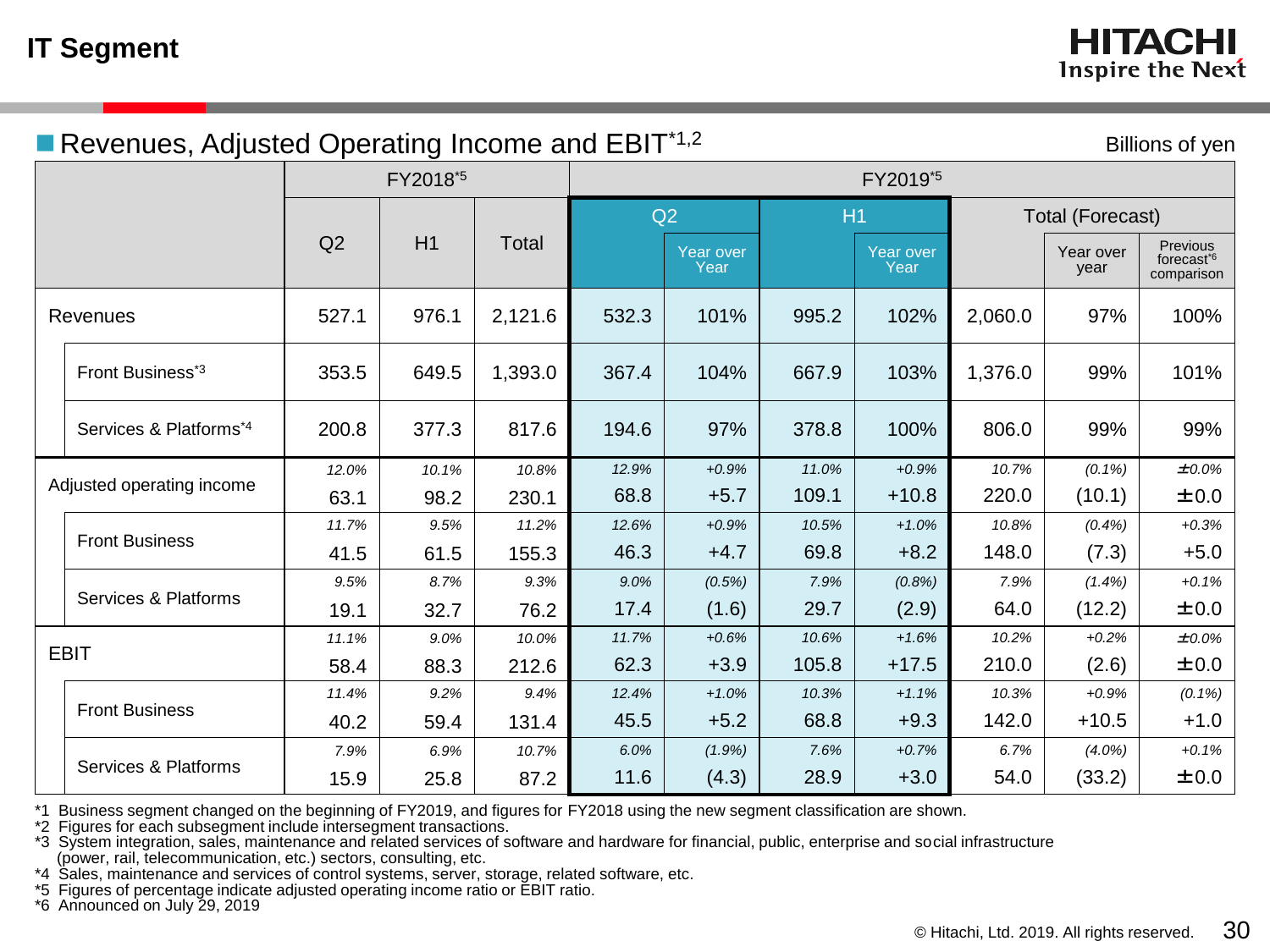# IT Segment

## Revenues, Adjusted Operating Income and EBIT[1,2]

Billions of yen

| | FY2018[5] | | | FY2019[5] | | | | | | |
|---|---|---|---|---|---|---|---|---|---|---|
| | Q2 | H1 | Total | Q2 | | H1 | | Total (Forecast) | | |
| | | | | | Year over Year | | Year over Year | | Year over year | Previous forecast[6] comparison |
| Revenues | 527.1 | 976.1 | 2,121.6 | 532.3 | 101% | 995.2 | 102% | 2,060.0 | 97% | 100% |
| Front Business[3] | 353.5 | 649.5 | 1,393.0 | 367.4 | 104% | 667.9 | 103% | 1,376.0 | 99% | 101% |
| Services & Platforms[4] | 200.8 | 377.3 | 817.6 | 194.6 | 97% | 378.8 | 100% | 806.0 | 99% | 99% |
| Adjusted operating income | *12.0%* | *10.1%* | *10.8%* | *12.9%* | *+0.9%* | *11.0%* | *+0.9%* | *10.7%* | *(0.1%)* | *±0.0%* |
| | 63.1 | 98.2 | 230.1 | 68.8 | +5.7 | 109.1 | +10.8 | 220.0 | (10.1) | ±0.0 |
| Front Business | *11.7%* | *9.5%* | *11.2%* | *12.6%* | *+0.9%* | *10.5%* | *+1.0%* | *10.8%* | *(0.4%)* | *+0.3%* |
| | 41.5 | 61.5 | 155.3 | 46.3 | +4.7 | 69.8 | +8.2 | 148.0 | (7.3) | +5.0 |
| Services & Platforms | *9.5%* | *8.7%* | *9.3%* | *9.0%* | *(0.5%)* | *7.9%* | *(0.8%)* | *7.9%* | *(1.4%)* | *+0.1%* |
| | 19.1 | 32.7 | 76.2 | 17.4 | (1.6) | 29.7 | (2.9) | 64.0 | (12.2) | ±0.0 |
| EBIT | *11.1%* | *9.0%* | *10.0%* | *11.7%* | *+0.6%* | *10.6%* | *+1.6%* | *10.2%* | *+0.2%* | *±0.0%* |
| | 58.4 | 88.3 | 212.6 | 62.3 | +3.9 | 105.8 | +17.5 | 210.0 | (2.6) | ±0.0 |
| Front Business | *11.4%* | *9.2%* | *9.4%* | *12.4%* | *+1.0%* | *10.3%* | *+1.1%* | *10.3%* | *+0.9%* | *(0.1%)* |
| | 40.2 | 59.4 | 131.4 | 45.5 | +5.2 | 68.8 | +9.3 | 142.0 | +10.5 | +1.0 |
| Services & Platforms | *7.9%* | *6.9%* | *10.7%* | *6.0%* | *(1.9%)* | *7.6%* | *+0.7%* | *6.7%* | *(4.0%)* | *+0.1%* |
| | 15.9 | 25.8 | 87.2 | 11.6 | (4.3) | 28.9 | +3.0 | 54.0 | (33.2) | ±0.0 |

*1 Business segment changed on the beginning of FY2019, and figures for FY2018 using the new segment classification are shown.
*2 Figures for each subsegment include intersegment transactions.
*3 System integration, sales, maintenance and related services of software and hardware for financial, public, enterprise and social infrastructure (power, rail, telecommunication, etc.) sectors, consulting, etc.
*4 Sales, maintenance and services of control systems, server, storage, related software, etc.
*5 Figures of percentage indicate adjusted operating income ratio or EBIT ratio.
*6 Announced on July 29, 2019

© Hitachi, Ltd. 2019. All rights reserved.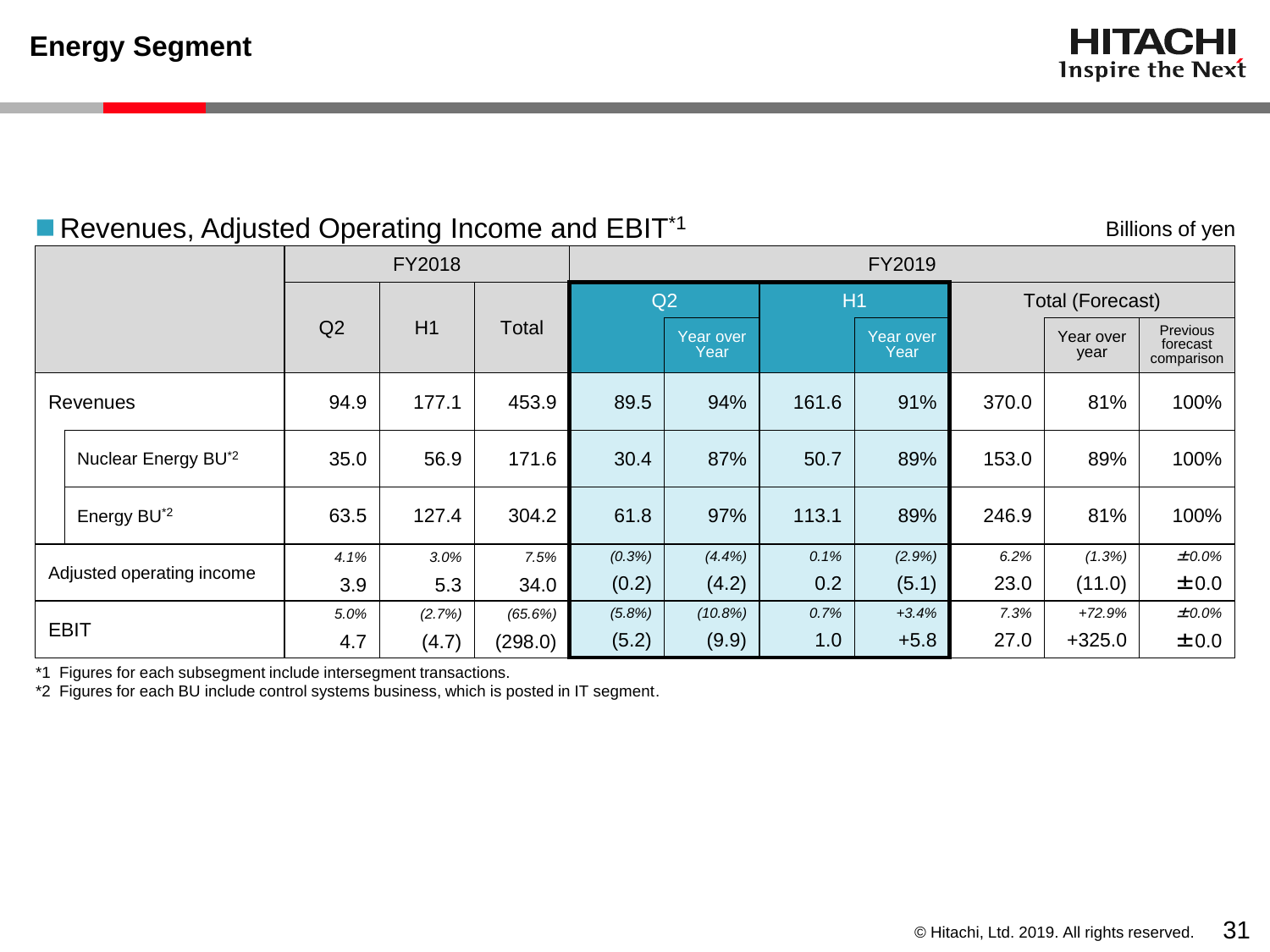# Energy Segment

## ■ Revenues, Adjusted Operating Income and EBIT[*1]

Billions of yen

| | FY2018 | | | FY2019 | | | | | | |
|---|---|---|---|---|---|---|---|---|---|---|
| | Q2 | H1 | Total | Q2 | | H1 | | Total (Forecast) | | |
| | | | | | Year over Year | | Year over Year | | Year over year | Previous forecast comparison |
| Revenues | 94.9 | 177.1 | 453.9 | 89.5 | 94% | 161.6 | 91% | 370.0 | 81% | 100% |
| Nuclear Energy BU[*2] | 35.0 | 56.9 | 171.6 | 30.4 | 87% | 50.7 | 89% | 153.0 | 89% | 100% |
| Energy BU[*2] | 63.5 | 127.4 | 304.2 | 61.8 | 97% | 113.1 | 89% | 246.9 | 81% | 100% |
| Adjusted operating income | *4.1%* 3.9 | *3.0%* 5.3 | *7.5%* 34.0 | *(0.3%)* (0.2) | *(4.4%)* (4.2) | *0.1%* 0.2 | *(2.9%)* (5.1) | *6.2%* 23.0 | *(1.3%)* (11.0) | *±0.0%* ±0.0 |
| EBIT | *5.0%* 4.7 | *(2.7%)* (4.7) | *(65.6%)* (298.0) | *(5.8%)* (5.2) | *(10.8%)* (9.9) | *0.7%* 1.0 | *+3.4%* +5.8 | *7.3%* 27.0 | *+72.9%* +325.0 | *±0.0%* ±0.0 |

*1 Figures for each subsegment include intersegment transactions.
*2 Figures for each BU include control systems business, which is posted in IT segment.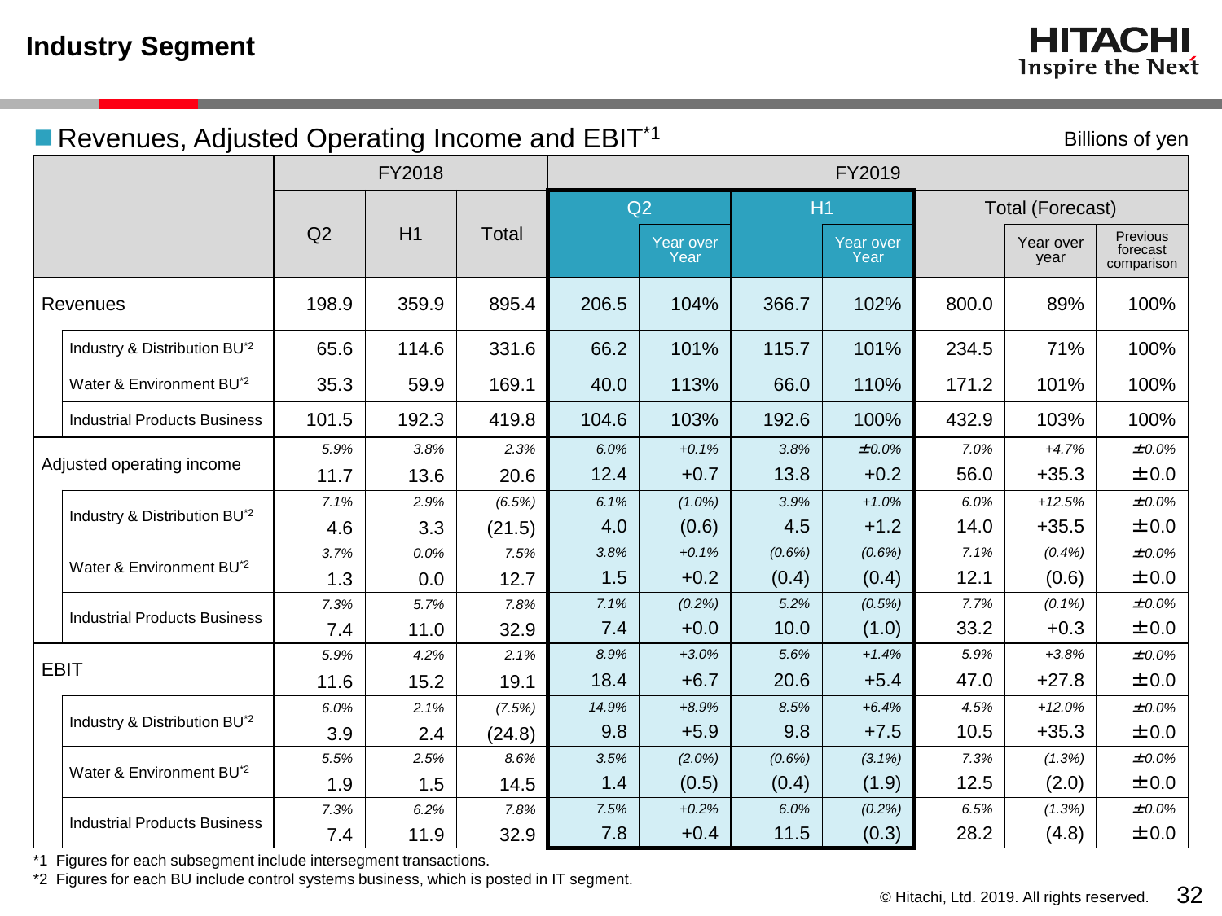# Industry Segment

## Revenues, Adjusted Operating Income and EBIT[*1]

Billions of yen

| | FY2018 | | | FY2019 | | | | | | |
|---|---|---|---|---|---|---|---|---|---|---|
| | Q2 | H1 | Total | Q2 | | H1 | | Total (Forecast) | | |
| | | | | | Year over Year | | Year over Year | | Year over year | Previous forecast comparison |
| **Revenues** | 198.9 | 359.9 | 895.4 | 206.5 | 104% | 366.7 | 102% | 800.0 | 89% | 100% |
| Industry & Distribution BU[*2] | 65.6 | 114.6 | 331.6 | 66.2 | 101% | 115.7 | 101% | 234.5 | 71% | 100% |
| Water & Environment BU[*2] | 35.3 | 59.9 | 169.1 | 40.0 | 113% | 66.0 | 110% | 171.2 | 101% | 100% |
| Industrial Products Business | 101.5 | 192.3 | 419.8 | 104.6 | 103% | 192.6 | 100% | 432.9 | 103% | 100% |
| **Adjusted operating income** | 5.9% | 3.8% | 2.3% | 6.0% | +0.1% | 3.8% | ±0.0% | 7.0% | +4.7% | ±0.0% |
| | 11.7 | 13.6 | 20.6 | 12.4 | +0.7 | 13.8 | +0.2 | 56.0 | +35.3 | ±0.0 |
| Industry & Distribution BU[*2] | 7.1% | 2.9% | (6.5%) | 6.1% | (1.0%) | 3.9% | +1.0% | 6.0% | +12.5% | ±0.0% |
| | 4.6 | 3.3 | (21.5) | 4.0 | (0.6) | 4.5 | +1.2 | 14.0 | +35.5 | ±0.0 |
| Water & Environment BU[*2] | 3.7% | 0.0% | 7.5% | 3.8% | +0.1% | (0.6%) | (0.6%) | 7.1% | (0.4%) | ±0.0% |
| | 1.3 | 0.0 | 12.7 | 1.5 | +0.2 | (0.4) | (0.4) | 12.1 | (0.6) | ±0.0 |
| Industrial Products Business | 7.3% | 5.7% | 7.8% | 7.1% | (0.2%) | 5.2% | (0.5%) | 7.7% | (0.1%) | ±0.0% |
| | 7.4 | 11.0 | 32.9 | 7.4 | +0.0 | 10.0 | (1.0) | 33.2 | +0.3 | ±0.0 |
| **EBIT** | 5.9% | 4.2% | 2.1% | 8.9% | +3.0% | 5.6% | +1.4% | 5.9% | +3.8% | ±0.0% |
| | 11.6 | 15.2 | 19.1 | 18.4 | +6.7 | 20.6 | +5.4 | 47.0 | +27.8 | ±0.0 |
| Industry & Distribution BU[*2] | 6.0% | 2.1% | (7.5%) | 14.9% | +8.9% | 8.5% | +6.4% | 4.5% | +12.0% | ±0.0% |
| | 3.9 | 2.4 | (24.8) | 9.8 | +5.9 | 9.8 | +7.5 | 10.5 | +35.3 | ±0.0 |
| Water & Environment BU[*2] | 5.5% | 2.5% | 8.6% | 3.5% | (2.0%) | (0.6%) | (3.1%) | 7.3% | (1.3%) | ±0.0% |
| | 1.9 | 1.5 | 14.5 | 1.4 | (0.5) | (0.4) | (1.9) | 12.5 | (2.0) | ±0.0 |
| Industrial Products Business | 7.3% | 6.2% | 7.8% | 7.5% | +0.2% | 6.0% | (0.2%) | 6.5% | (1.3%) | ±0.0% |
| | 7.4 | 11.9 | 32.9 | 7.8 | +0.4 | 11.5 | (0.3) | 28.2 | (4.8) | ±0.0 |

*1 Figures for each subsegment include intersegment transactions.

*2 Figures for each BU include control systems business, which is posted in IT segment.

© Hitachi, Ltd. 2019. All rights reserved.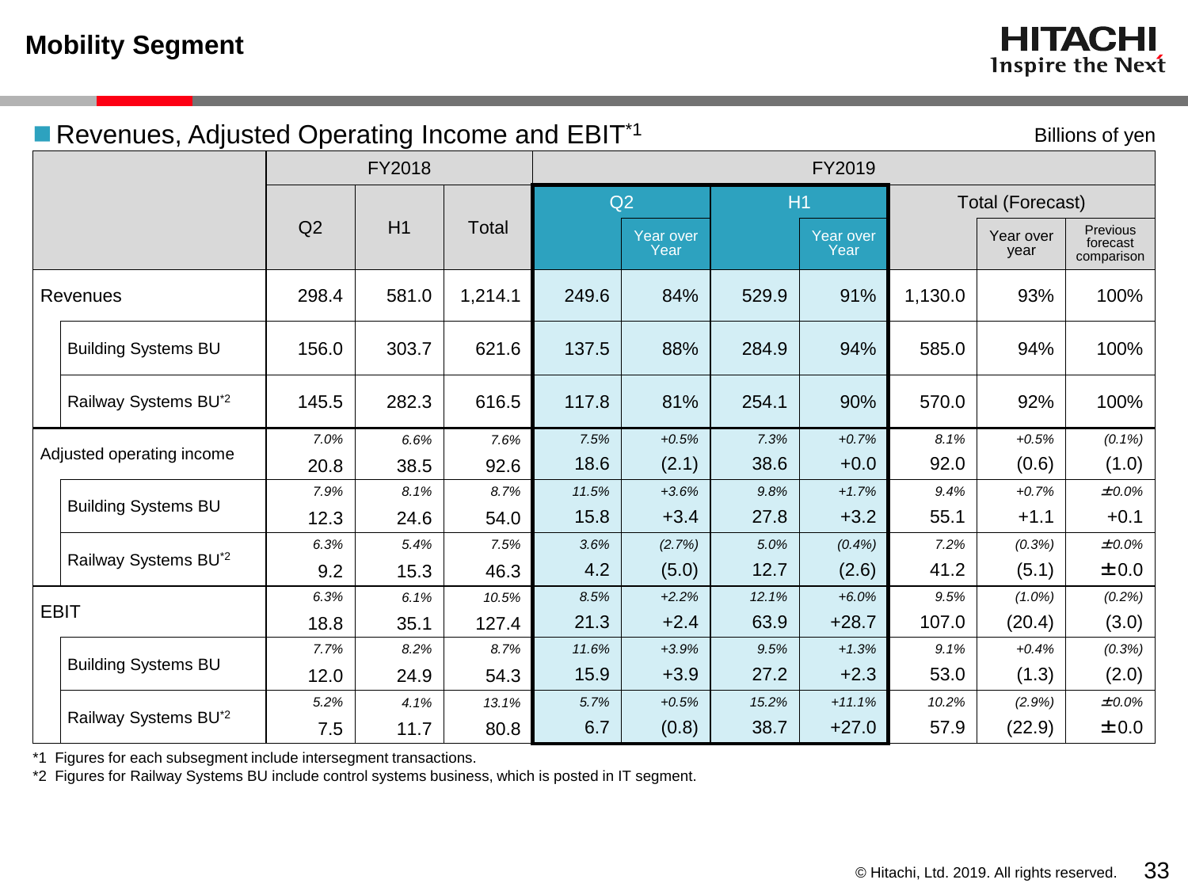# Mobility Segment

## Revenues, Adjusted Operating Income and EBIT[*1]

Billions of yen

| | FY2018 | | | FY2019 | | | | | | |
|---|---|---|---|---|---|---|---|---|---|---|
| | Q2 | H1 | Total | Q2 | | H1 | | Total (Forecast) | | |
| | | | | | Year over Year | | Year over Year | | Year over year | Previous forecast comparison |
| Revenues | 298.4 | 581.0 | 1,214.1 | 249.6 | 84% | 529.9 | 91% | 1,130.0 | 93% | 100% |
| Building Systems BU | 156.0 | 303.7 | 621.6 | 137.5 | 88% | 284.9 | 94% | 585.0 | 94% | 100% |
| Railway Systems BU[*2] | 145.5 | 282.3 | 616.5 | 117.8 | 81% | 254.1 | 90% | 570.0 | 92% | 100% |
| Adjusted operating income | 7.0%<br>20.8 | 6.6%<br>38.5 | 7.6%<br>92.6 | 7.5%<br>18.6 | +0.5%<br>(2.1) | 7.3%<br>38.6 | +0.7%<br>+0.0 | 8.1%<br>92.0 | +0.5%<br>(0.6) | (0.1%)<br>(1.0) |
| Building Systems BU | 7.9%<br>12.3 | 8.1%<br>24.6 | 8.7%<br>54.0 | 11.5%<br>15.8 | +3.6%<br>+3.4 | 9.8%<br>27.8 | +1.7%<br>+3.2 | 9.4%<br>55.1 | +0.7%<br>+1.1 | ±0.0%<br>+0.1 |
| Railway Systems BU[*2] | 6.3%<br>9.2 | 5.4%<br>15.3 | 7.5%<br>46.3 | 3.6%<br>4.2 | (2.7%)<br>(5.0) | 5.0%<br>12.7 | (0.4%)<br>(2.6) | 7.2%<br>41.2 | (0.3%)<br>(5.1) | ±0.0%<br>±0.0 |
| EBIT | 6.3%<br>18.8 | 6.1%<br>35.1 | 10.5%<br>127.4 | 8.5%<br>21.3 | +2.2%<br>+2.4 | 12.1%<br>63.9 | +6.0%<br>+28.7 | 9.5%<br>107.0 | (1.0%)<br>(20.4) | (0.2%)<br>(3.0) |
| Building Systems BU | 7.7%<br>12.0 | 8.2%<br>24.9 | 8.7%<br>54.3 | 11.6%<br>15.9 | +3.9%<br>+3.9 | 9.5%<br>27.2 | +1.3%<br>+2.3 | 9.1%<br>53.0 | +0.4%<br>(1.3) | (0.3%)<br>(2.0) |
| Railway Systems BU[*2] | 5.2%<br>7.5 | 4.1%<br>11.7 | 13.1%<br>80.8 | 5.7%<br>6.7 | +0.5%<br>(0.8) | 15.2%<br>38.7 | +11.1%<br>+27.0 | 10.2%<br>57.9 | (2.9%)<br>(22.9) | ±0.0%<br>±0.0 |

*1 Figures for each subsegment include intersegment transactions.
*2 Figures for Railway Systems BU include control systems business, which is posted in IT segment.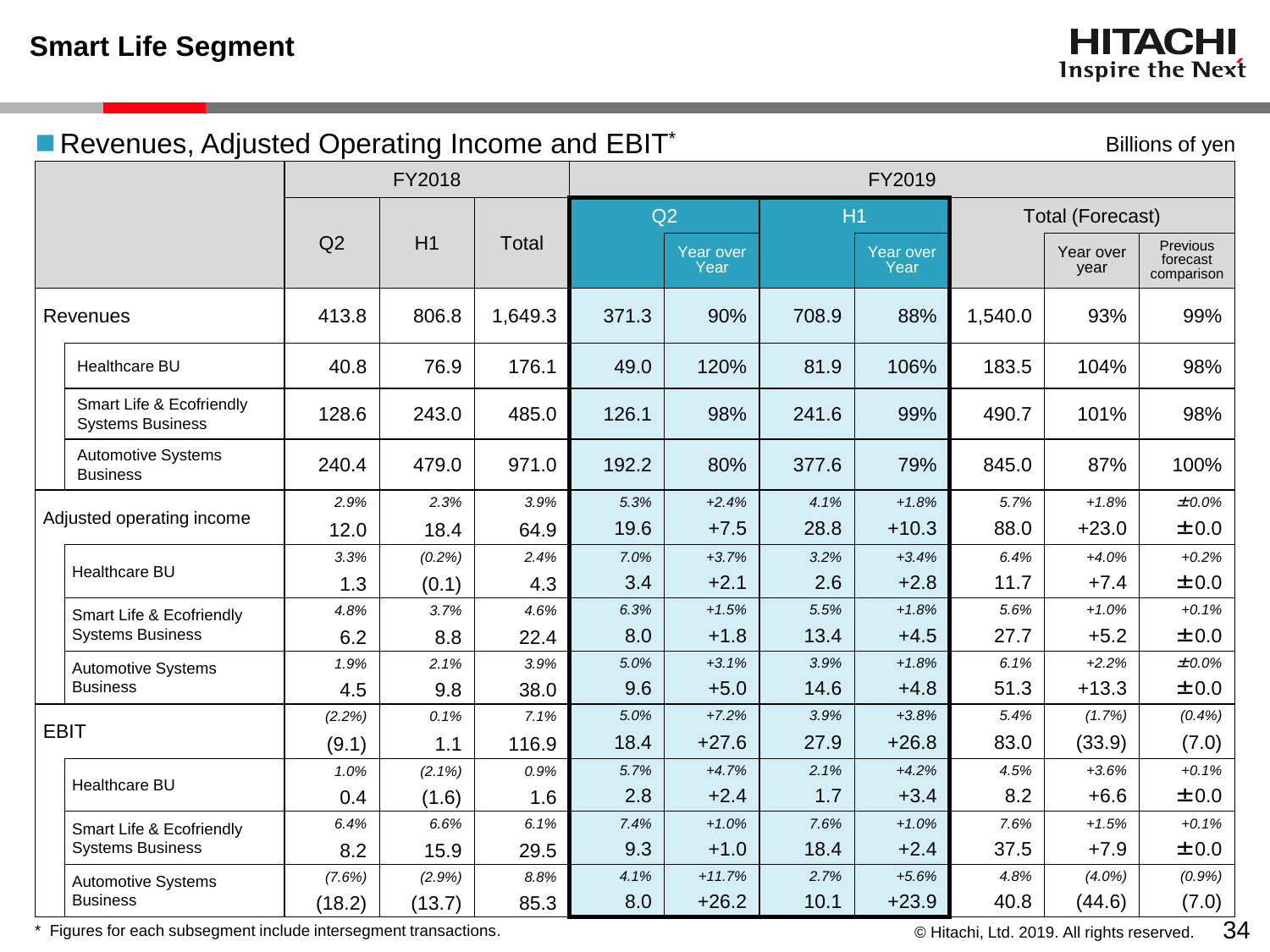# Smart Life Segment

## Revenues, Adjusted Operating Income and EBIT*

Billions of yen

| | FY2018 | | | FY2019 | | | | | | |
|---|---|---|---|---|---|---|---|---|---|---|
| | | | | Q2 | | H1 | | Total (Forecast) | | |
| | Q2 | H1 | Total | | Year over Year | | Year over Year | | Year over year | Previous forecast comparison |
| Revenues | 413.8 | 806.8 | 1,649.3 | 371.3 | 90% | 708.9 | 88% | 1,540.0 | 93% | 99% |
| Healthcare BU | 40.8 | 76.9 | 176.1 | 49.0 | 120% | 81.9 | 106% | 183.5 | 104% | 98% |
| Smart Life & Ecofriendly Systems Business | 128.6 | 243.0 | 485.0 | 126.1 | 98% | 241.6 | 99% | 490.7 | 101% | 98% |
| Automotive Systems Business | 240.4 | 479.0 | 971.0 | 192.2 | 80% | 377.6 | 79% | 845.0 | 87% | 100% |
| Adjusted operating income | *2.9%* 12.0 | *2.3%* 18.4 | *3.9%* 64.9 | *5.3%* 19.6 | *+2.4%* +7.5 | *4.1%* 28.8 | *+1.8%* +10.3 | *5.7%* 88.0 | *+1.8%* +23.0 | *±0.0%* ±0.0 |
| Healthcare BU | *3.3%* 1.3 | *(0.2%)* (0.1) | *2.4%* 4.3 | *7.0%* 3.4 | *+3.7%* +2.1 | *3.2%* 2.6 | *+3.4%* +2.8 | *6.4%* 11.7 | *+4.0%* +7.4 | *+0.2%* ±0.0 |
| Smart Life & Ecofriendly Systems Business | *4.8%* 6.2 | *3.7%* 8.8 | *4.6%* 22.4 | *6.3%* 8.0 | *+1.5%* +1.8 | *5.5%* 13.4 | *+1.8%* +4.5 | *5.6%* 27.7 | *+1.0%* +5.2 | *+0.1%* ±0.0 |
| Automotive Systems Business | *1.9%* 4.5 | *2.1%* 9.8 | *3.9%* 38.0 | *5.0%* 9.6 | *+3.1%* +5.0 | *3.9%* 14.6 | *+1.8%* +4.8 | *6.1%* 51.3 | *+2.2%* +13.3 | *±0.0%* ±0.0 |
| EBIT | *(2.2%)* (9.1) | *0.1%* 1.1 | *7.1%* 116.9 | *5.0%* 18.4 | *+7.2%* +27.6 | *3.9%* 27.9 | *+3.8%* +26.8 | *5.4%* 83.0 | *(1.7%)* (33.9) | *(0.4%)* (7.0) |
| Healthcare BU | *1.0%* 0.4 | *(2.1%)* (1.6) | *0.9%* 1.6 | *5.7%* 2.8 | *+4.7%* +2.4 | *2.1%* 1.7 | *+4.2%* +3.4 | *4.5%* 8.2 | *+3.6%* +6.6 | *+0.1%* ±0.0 |
| Smart Life & Ecofriendly Systems Business | *6.4%* 8.2 | *6.6%* 15.9 | *6.1%* 29.5 | *7.4%* 9.3 | *+1.0%* +1.0 | *7.6%* 18.4 | *+1.0%* +2.4 | *7.6%* 37.5 | *+1.5%* +7.9 | *+0.1%* ±0.0 |
| Automotive Systems Business | *(7.6%)* (18.2) | *(2.9%)* (13.7) | *8.8%* 85.3 | *4.1%* 8.0 | *+11.7%* +26.2 | *2.7%* 10.1 | *+5.6%* +23.9 | *4.8%* 40.8 | *(4.0%)* (44.6) | *(0.9%)* (7.0) |

\* Figures for each subsegment include intersegment transactions.

© Hitachi, Ltd. 2019. All rights reserved.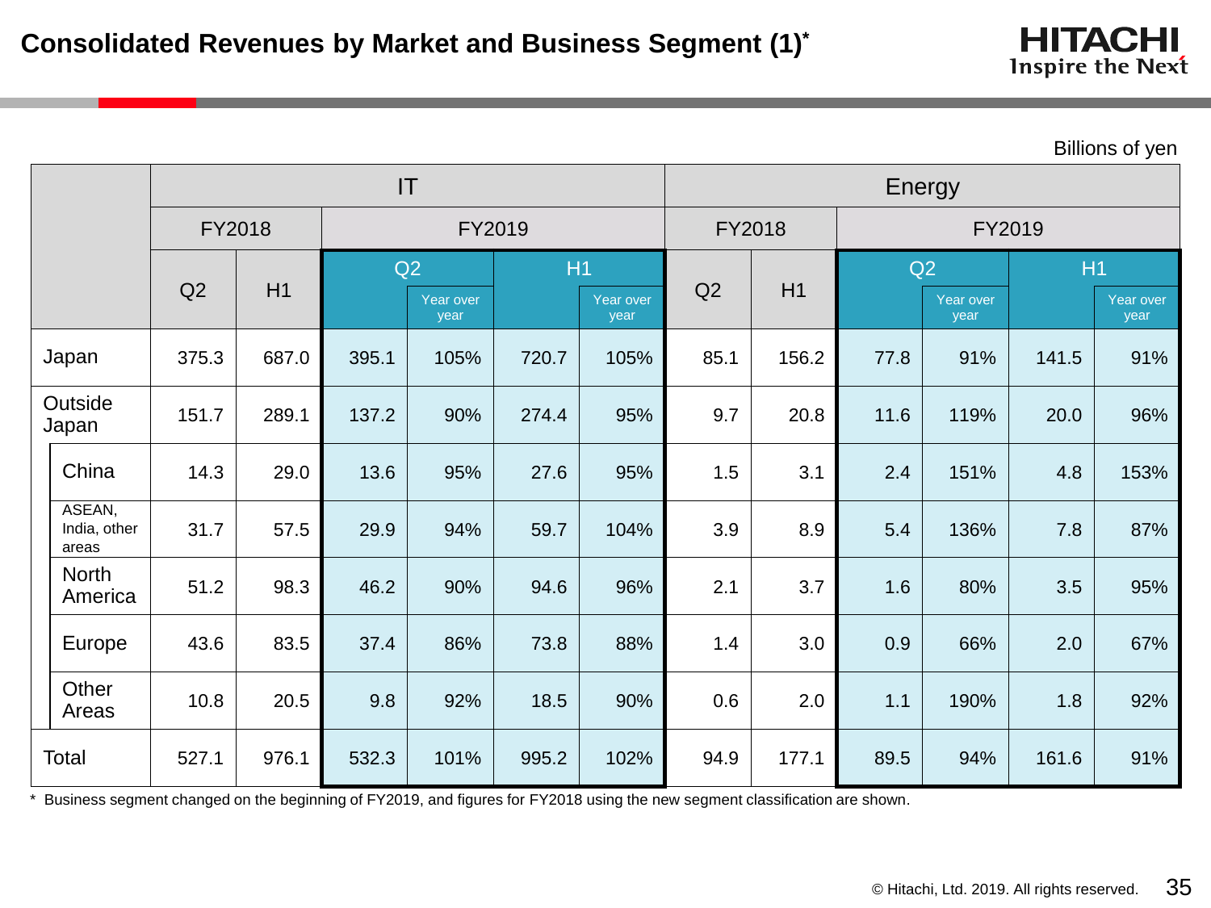# Consolidated Revenues by Market and Business Segment (1)*

Billions of yen

| | IT | | | | | | Energy | | | | | |
|---|---|---|---|---|---|---|---|---|---|---|---|---|
| | FY2018 | | FY2019 | | | | FY2018 | | FY2019 | | | |
| | Q2 | H1 | Q2 | Year over year | H1 | Year over year | Q2 | H1 | Q2 | Year over year | H1 | Year over year |
| Japan | 375.3 | 687.0 | 395.1 | 105% | 720.7 | 105% | 85.1 | 156.2 | 77.8 | 91% | 141.5 | 91% |
| Outside Japan | 151.7 | 289.1 | 137.2 | 90% | 274.4 | 95% | 9.7 | 20.8 | 11.6 | 119% | 20.0 | 96% |
| China | 14.3 | 29.0 | 13.6 | 95% | 27.6 | 95% | 1.5 | 3.1 | 2.4 | 151% | 4.8 | 153% |
| ASEAN, India, other areas | 31.7 | 57.5 | 29.9 | 94% | 59.7 | 104% | 3.9 | 8.9 | 5.4 | 136% | 7.8 | 87% |
| North America | 51.2 | 98.3 | 46.2 | 90% | 94.6 | 96% | 2.1 | 3.7 | 1.6 | 80% | 3.5 | 95% |
| Europe | 43.6 | 83.5 | 37.4 | 86% | 73.8 | 88% | 1.4 | 3.0 | 0.9 | 66% | 2.0 | 67% |
| Other Areas | 10.8 | 20.5 | 9.8 | 92% | 18.5 | 90% | 0.6 | 2.0 | 1.1 | 190% | 1.8 | 92% |
| Total | 527.1 | 976.1 | 532.3 | 101% | 995.2 | 102% | 94.9 | 177.1 | 89.5 | 94% | 161.6 | 91% |

\* Business segment changed on the beginning of FY2019, and figures for FY2018 using the new segment classification are shown.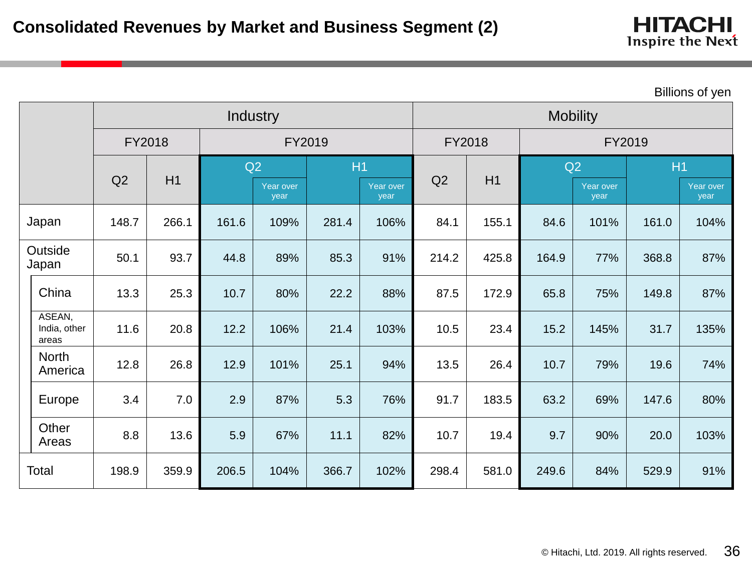# Consolidated Revenues by Market and Business Segment (2)

Billions of yen

| | Industry | | | | | | Mobility | | | | | |
|---|---|---|---|---|---|---|---|---|---|---|---|---|
| | FY2018 | | FY2019 | | | | FY2018 | | FY2019 | | | |
| | Q2 | H1 | Q2 | Year over year | H1 | Year over year | Q2 | H1 | Q2 | Year over year | H1 | Year over year |
| Japan | 148.7 | 266.1 | 161.6 | 109% | 281.4 | 106% | 84.1 | 155.1 | 84.6 | 101% | 161.0 | 104% |
| Outside Japan | 50.1 | 93.7 | 44.8 | 89% | 85.3 | 91% | 214.2 | 425.8 | 164.9 | 77% | 368.8 | 87% |
| China | 13.3 | 25.3 | 10.7 | 80% | 22.2 | 88% | 87.5 | 172.9 | 65.8 | 75% | 149.8 | 87% |
| ASEAN, India, other areas | 11.6 | 20.8 | 12.2 | 106% | 21.4 | 103% | 10.5 | 23.4 | 15.2 | 145% | 31.7 | 135% |
| North America | 12.8 | 26.8 | 12.9 | 101% | 25.1 | 94% | 13.5 | 26.4 | 10.7 | 79% | 19.6 | 74% |
| Europe | 3.4 | 7.0 | 2.9 | 87% | 5.3 | 76% | 91.7 | 183.5 | 63.2 | 69% | 147.6 | 80% |
| Other Areas | 8.8 | 13.6 | 5.9 | 67% | 11.1 | 82% | 10.7 | 19.4 | 9.7 | 90% | 20.0 | 103% |
| Total | 198.9 | 359.9 | 206.5 | 104% | 366.7 | 102% | 298.4 | 581.0 | 249.6 | 84% | 529.9 | 91% |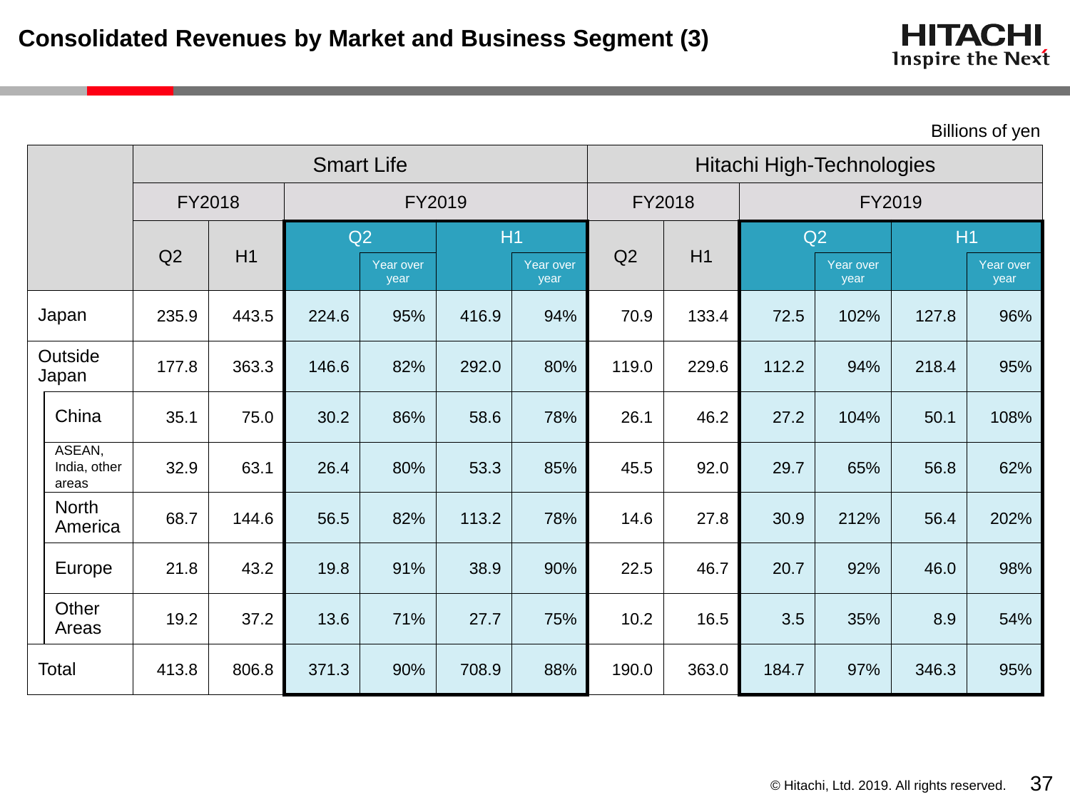# Consolidated Revenues by Market and Business Segment (3)

Billions of yen

| | Smart Life | | | | | | Hitachi High-Technologies | | | | | |
|---|---|---|---|---|---|---|---|---|---|---|---|---|
| | FY2018 | | FY2019 | | | | FY2018 | | FY2019 | | | |
| | Q2 | H1 | Q2 | Year over year | H1 | Year over year | Q2 | H1 | Q2 | Year over year | H1 | Year over year |
| Japan | 235.9 | 443.5 | 224.6 | 95% | 416.9 | 94% | 70.9 | 133.4 | 72.5 | 102% | 127.8 | 96% |
| Outside Japan | 177.8 | 363.3 | 146.6 | 82% | 292.0 | 80% | 119.0 | 229.6 | 112.2 | 94% | 218.4 | 95% |
| China | 35.1 | 75.0 | 30.2 | 86% | 58.6 | 78% | 26.1 | 46.2 | 27.2 | 104% | 50.1 | 108% |
| ASEAN, India, other areas | 32.9 | 63.1 | 26.4 | 80% | 53.3 | 85% | 45.5 | 92.0 | 29.7 | 65% | 56.8 | 62% |
| North America | 68.7 | 144.6 | 56.5 | 82% | 113.2 | 78% | 14.6 | 27.8 | 30.9 | 212% | 56.4 | 202% |
| Europe | 21.8 | 43.2 | 19.8 | 91% | 38.9 | 90% | 22.5 | 46.7 | 20.7 | 92% | 46.0 | 98% |
| Other Areas | 19.2 | 37.2 | 13.6 | 71% | 27.7 | 75% | 10.2 | 16.5 | 3.5 | 35% | 8.9 | 54% |
| Total | 413.8 | 806.8 | 371.3 | 90% | 708.9 | 88% | 190.0 | 363.0 | 184.7 | 97% | 346.3 | 95% |

© Hitachi, Ltd. 2019. All rights reserved.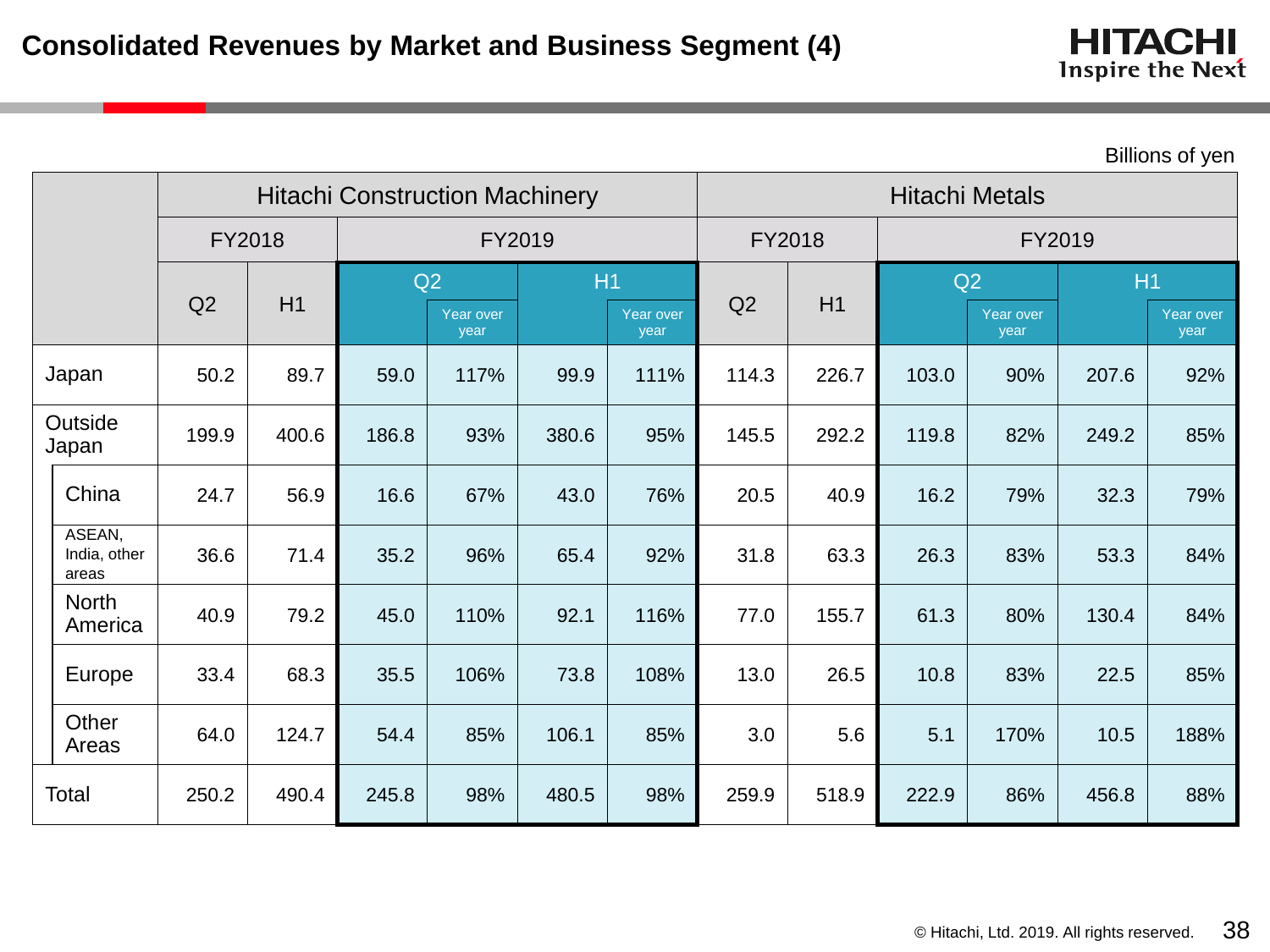# Consolidated Revenues by Market and Business Segment (4)

Billions of yen

| | Hitachi Construction Machinery | | | | | | Hitachi Metals | | | | | |
|---|---|---|---|---|---|---|---|---|---|---|---|---|
| | FY2018 | | FY2019 | | | | FY2018 | | FY2019 | | | |
| | Q2 | H1 | Q2 | Year over year | H1 | Year over year | Q2 | H1 | Q2 | Year over year | H1 | Year over year |
| Japan | 50.2 | 89.7 | 59.0 | 117% | 99.9 | 111% | 114.3 | 226.7 | 103.0 | 90% | 207.6 | 92% |
| Outside Japan | 199.9 | 400.6 | 186.8 | 93% | 380.6 | 95% | 145.5 | 292.2 | 119.8 | 82% | 249.2 | 85% |
| China | 24.7 | 56.9 | 16.6 | 67% | 43.0 | 76% | 20.5 | 40.9 | 16.2 | 79% | 32.3 | 79% |
| ASEAN, India, other areas | 36.6 | 71.4 | 35.2 | 96% | 65.4 | 92% | 31.8 | 63.3 | 26.3 | 83% | 53.3 | 84% |
| North America | 40.9 | 79.2 | 45.0 | 110% | 92.1 | 116% | 77.0 | 155.7 | 61.3 | 80% | 130.4 | 84% |
| Europe | 33.4 | 68.3 | 35.5 | 106% | 73.8 | 108% | 13.0 | 26.5 | 10.8 | 83% | 22.5 | 85% |
| Other Areas | 64.0 | 124.7 | 54.4 | 85% | 106.1 | 85% | 3.0 | 5.6 | 5.1 | 170% | 10.5 | 188% |
| Total | 250.2 | 490.4 | 245.8 | 98% | 480.5 | 98% | 259.9 | 518.9 | 222.9 | 86% | 456.8 | 88% |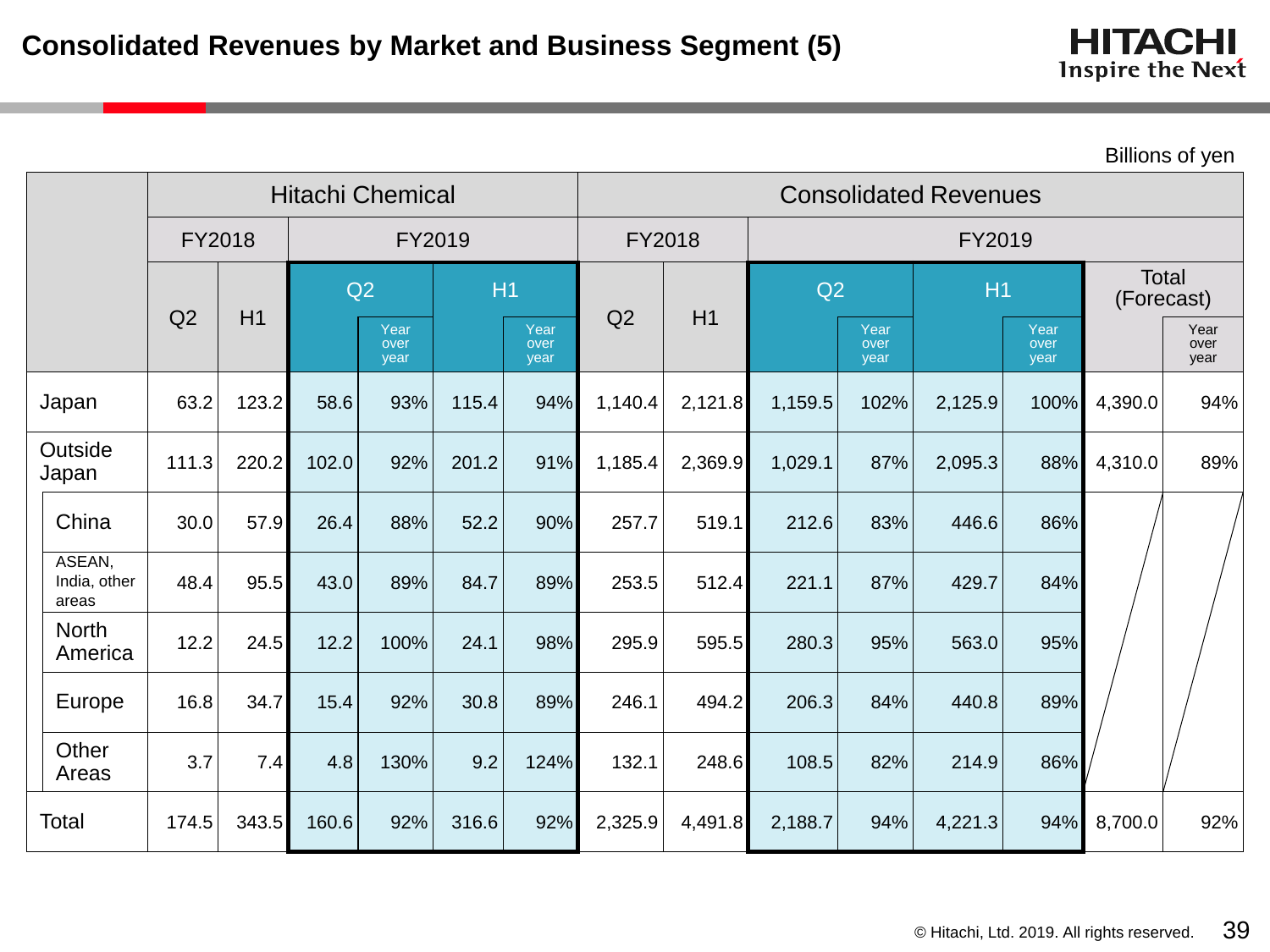# Consolidated Revenues by Market and Business Segment (5)

Billions of yen

| | Hitachi Chemical | | | | | | Consolidated Revenues | | | | | | | |
|---|---|---|---|---|---|---|---|---|---|---|---|---|---|---|
| | FY2018 | | FY2019 | | | | FY2018 | | FY2019 | | | | | |
| | Q2 | H1 | Q2 | Year over year | H1 | Year over year | Q2 | H1 | Q2 | Year over year | H1 | Year over year | Total (Forecast) | Year over year |
| Japan | 63.2 | 123.2 | 58.6 | 93% | 115.4 | 94% | 1,140.4 | 2,121.8 | 1,159.5 | 102% | 2,125.9 | 100% | 4,390.0 | 94% |
| Outside Japan | 111.3 | 220.2 | 102.0 | 92% | 201.2 | 91% | 1,185.4 | 2,369.9 | 1,029.1 | 87% | 2,095.3 | 88% | 4,310.0 | 89% |
| China | 30.0 | 57.9 | 26.4 | 88% | 52.2 | 90% | 257.7 | 519.1 | 212.6 | 83% | 446.6 | 86% | | |
| ASEAN, India, other areas | 48.4 | 95.5 | 43.0 | 89% | 84.7 | 89% | 253.5 | 512.4 | 221.1 | 87% | 429.7 | 84% | | |
| North America | 12.2 | 24.5 | 12.2 | 100% | 24.1 | 98% | 295.9 | 595.5 | 280.3 | 95% | 563.0 | 95% | | |
| Europe | 16.8 | 34.7 | 15.4 | 92% | 30.8 | 89% | 246.1 | 494.2 | 206.3 | 84% | 440.8 | 89% | | |
| Other Areas | 3.7 | 7.4 | 4.8 | 130% | 9.2 | 124% | 132.1 | 248.6 | 108.5 | 82% | 214.9 | 86% | | |
| Total | 174.5 | 343.5 | 160.6 | 92% | 316.6 | 92% | 2,325.9 | 4,491.8 | 2,188.7 | 94% | 4,221.3 | 94% | 8,700.0 | 92% |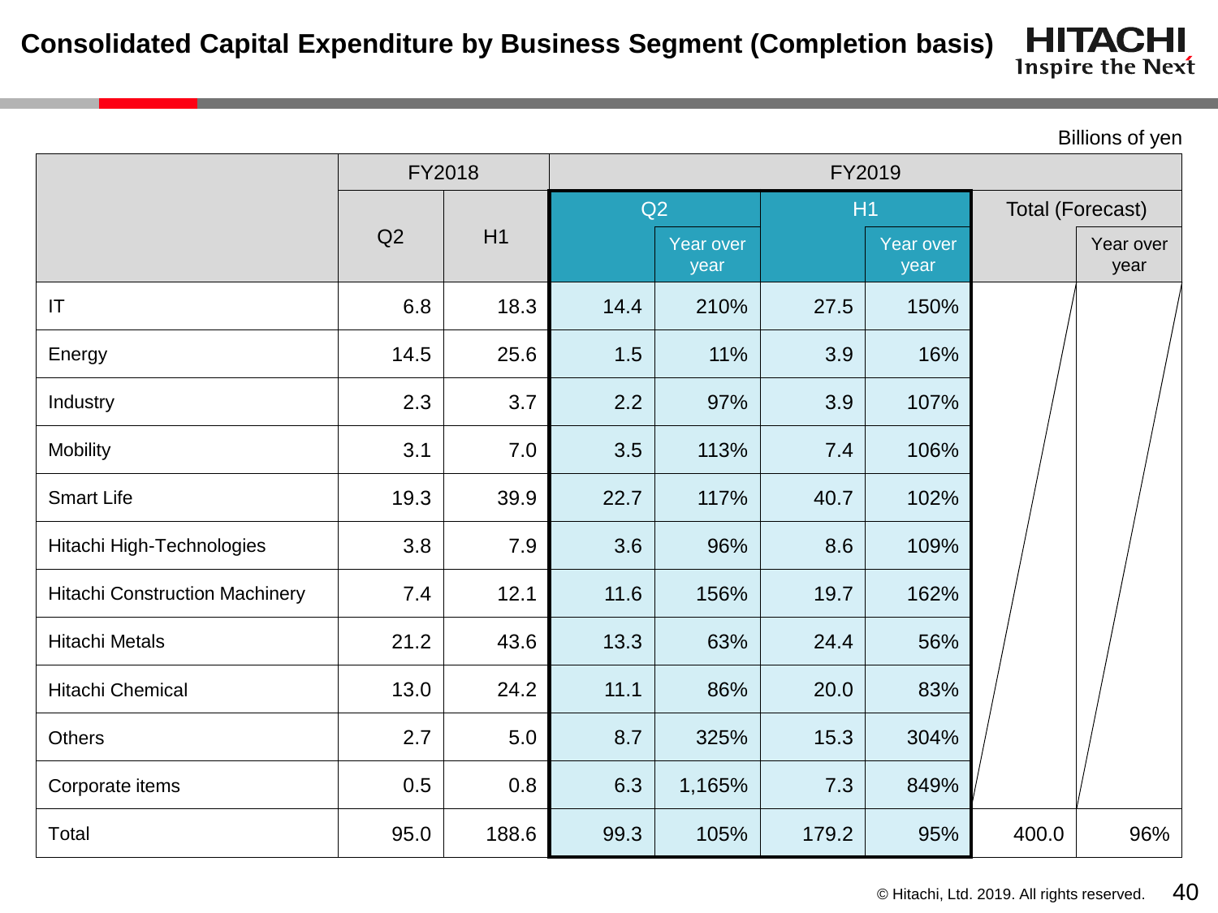# Consolidated Capital Expenditure by Business Segment (Completion basis)

Billions of yen

| | FY2018 | | FY2019 | | | | | |
|---|---|---|---|---|---|---|---|---|
| | Q2 | H1 | Q2 | | H1 | | Total (Forecast) | |
| | | | | Year over year | | Year over year | | Year over year |
| IT | 6.8 | 18.3 | 14.4 | 210% | 27.5 | 150% | | |
| Energy | 14.5 | 25.6 | 1.5 | 11% | 3.9 | 16% | | |
| Industry | 2.3 | 3.7 | 2.2 | 97% | 3.9 | 107% | | |
| Mobility | 3.1 | 7.0 | 3.5 | 113% | 7.4 | 106% | | |
| Smart Life | 19.3 | 39.9 | 22.7 | 117% | 40.7 | 102% | | |
| Hitachi High-Technologies | 3.8 | 7.9 | 3.6 | 96% | 8.6 | 109% | | |
| Hitachi Construction Machinery | 7.4 | 12.1 | 11.6 | 156% | 19.7 | 162% | | |
| Hitachi Metals | 21.2 | 43.6 | 13.3 | 63% | 24.4 | 56% | | |
| Hitachi Chemical | 13.0 | 24.2 | 11.1 | 86% | 20.0 | 83% | | |
| Others | 2.7 | 5.0 | 8.7 | 325% | 15.3 | 304% | | |
| Corporate items | 0.5 | 0.8 | 6.3 | 1,165% | 7.3 | 849% | | |
| Total | 95.0 | 188.6 | 99.3 | 105% | 179.2 | 95% | 400.0 | 96% |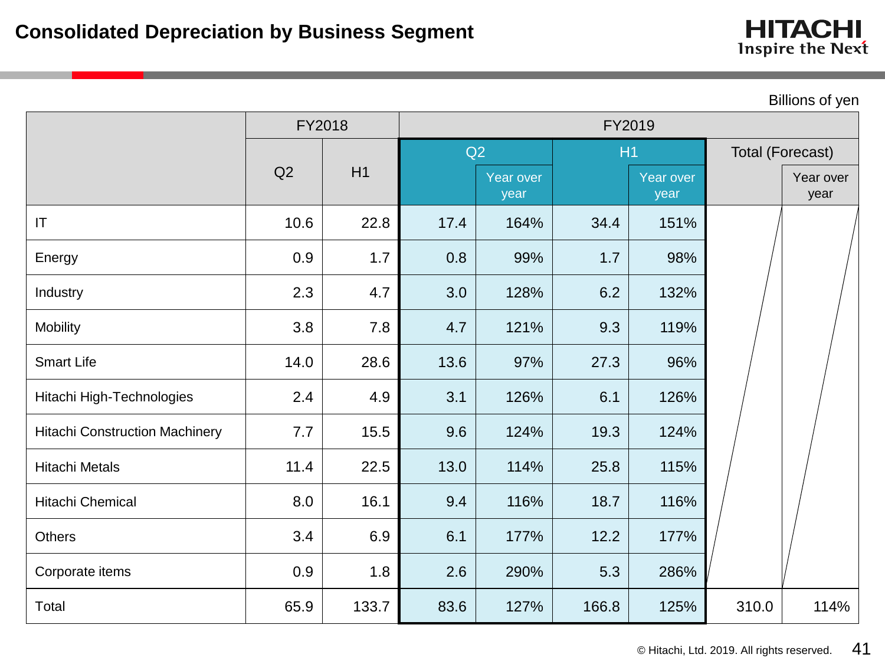# Consolidated Depreciation by Business Segment

Billions of yen

| | FY2018 | | FY2019 | | | | | |
|---|---|---|---|---|---|---|---|---|
| | Q2 | H1 | Q2 | | H1 | | Total (Forecast) | |
| | | | | Year over year | | Year over year | | Year over year |
| IT | 10.6 | 22.8 | 17.4 | 164% | 34.4 | 151% | | |
| Energy | 0.9 | 1.7 | 0.8 | 99% | 1.7 | 98% | | |
| Industry | 2.3 | 4.7 | 3.0 | 128% | 6.2 | 132% | | |
| Mobility | 3.8 | 7.8 | 4.7 | 121% | 9.3 | 119% | | |
| Smart Life | 14.0 | 28.6 | 13.6 | 97% | 27.3 | 96% | | |
| Hitachi High-Technologies | 2.4 | 4.9 | 3.1 | 126% | 6.1 | 126% | | |
| Hitachi Construction Machinery | 7.7 | 15.5 | 9.6 | 124% | 19.3 | 124% | | |
| Hitachi Metals | 11.4 | 22.5 | 13.0 | 114% | 25.8 | 115% | | |
| Hitachi Chemical | 8.0 | 16.1 | 9.4 | 116% | 18.7 | 116% | | |
| Others | 3.4 | 6.9 | 6.1 | 177% | 12.2 | 177% | | |
| Corporate items | 0.9 | 1.8 | 2.6 | 290% | 5.3 | 286% | | |
| Total | 65.9 | 133.7 | 83.6 | 127% | 166.8 | 125% | 310.0 | 114% |

© Hitachi, Ltd. 2019. All rights reserved.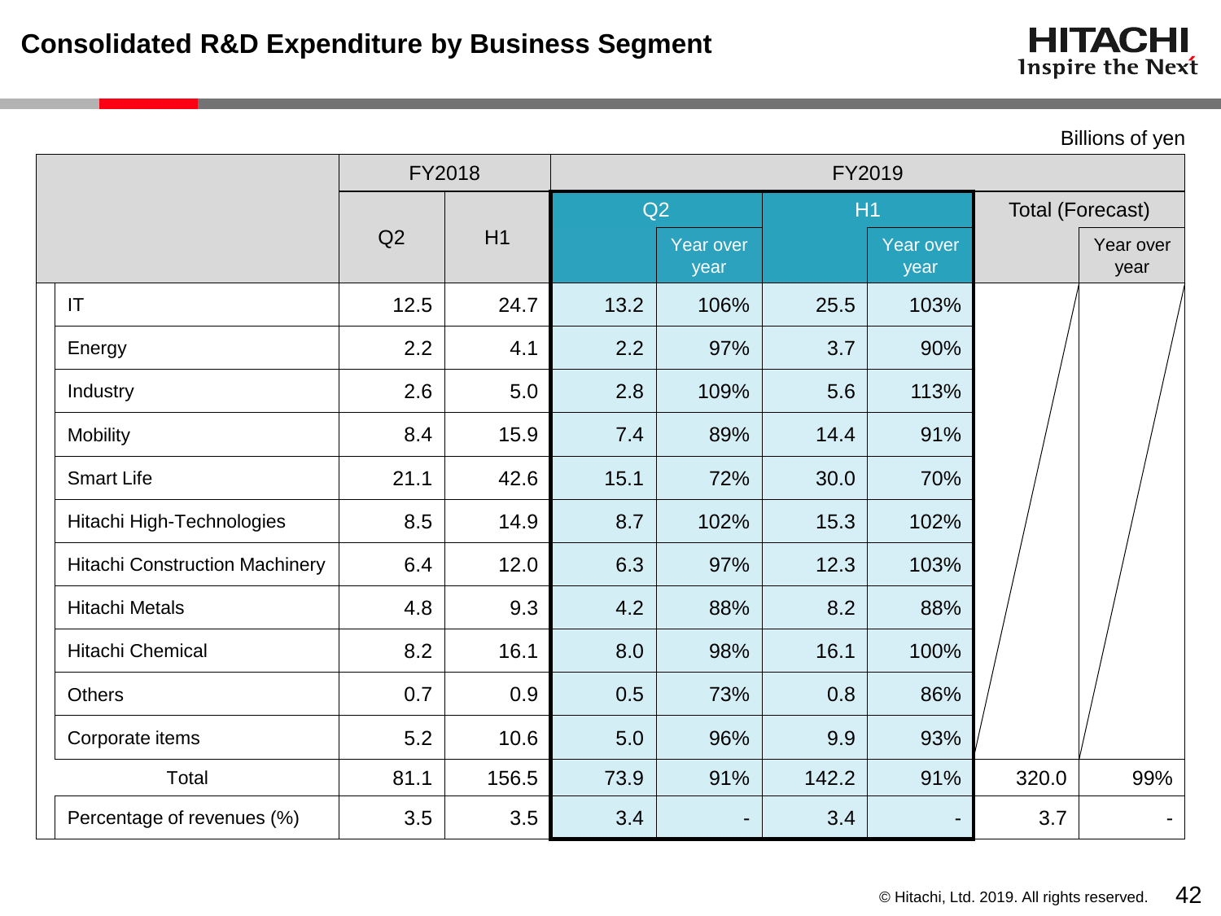# Consolidated R&D Expenditure by Business Segment

Billions of yen

| | FY2018 | | FY2019 | | | | | |
|---|---|---|---|---|---|---|---|---|
| | Q2 | H1 | Q2 | | H1 | | Total (Forecast) | |
| | | | | Year over year | | Year over year | | Year over year |
| IT | 12.5 | 24.7 | 13.2 | 106% | 25.5 | 103% | | |
| Energy | 2.2 | 4.1 | 2.2 | 97% | 3.7 | 90% | | |
| Industry | 2.6 | 5.0 | 2.8 | 109% | 5.6 | 113% | | |
| Mobility | 8.4 | 15.9 | 7.4 | 89% | 14.4 | 91% | | |
| Smart Life | 21.1 | 42.6 | 15.1 | 72% | 30.0 | 70% | | |
| Hitachi High-Technologies | 8.5 | 14.9 | 8.7 | 102% | 15.3 | 102% | | |
| Hitachi Construction Machinery | 6.4 | 12.0 | 6.3 | 97% | 12.3 | 103% | | |
| Hitachi Metals | 4.8 | 9.3 | 4.2 | 88% | 8.2 | 88% | | |
| Hitachi Chemical | 8.2 | 16.1 | 8.0 | 98% | 16.1 | 100% | | |
| Others | 0.7 | 0.9 | 0.5 | 73% | 0.8 | 86% | | |
| Corporate items | 5.2 | 10.6 | 5.0 | 96% | 9.9 | 93% | | |
| Total | 81.1 | 156.5 | 73.9 | 91% | 142.2 | 91% | 320.0 | 99% |
| Percentage of revenues (%) | 3.5 | 3.5 | 3.4 | - | 3.4 | - | 3.7 | - |

© Hitachi, Ltd. 2019. All rights reserved.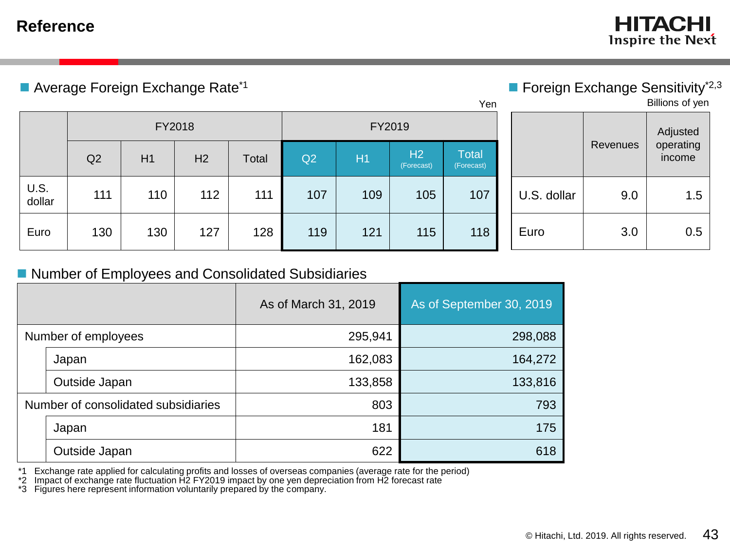# Reference

## Average Foreign Exchange Rate[*1]

Yen

| | FY2018 | | | | FY2019 | | | |
|---|---|---|---|---|---|---|---|---|
| | Q2 | H1 | H2 | Total | Q2 | H1 | H2 (Forecast) | Total (Forecast) |
| U.S. dollar | 111 | 110 | 112 | 111 | 107 | 109 | 105 | 107 |
| Euro | 130 | 130 | 127 | 128 | 119 | 121 | 115 | 118 |

## Foreign Exchange Sensitivity[*2,3]

Billions of yen

| | Revenues | Adjusted operating income |
|---|---|---|
| U.S. dollar | 9.0 | 1.5 |
| Euro | 3.0 | 0.5 |

## Number of Employees and Consolidated Subsidiaries

| | As of March 31, 2019 | As of September 30, 2019 |
|---|---|---|
| Number of employees | 295,941 | 298,088 |
| Japan | 162,083 | 164,272 |
| Outside Japan | 133,858 | 133,816 |
| Number of consolidated subsidiaries | 803 | 793 |
| Japan | 181 | 175 |
| Outside Japan | 622 | 618 |

*1 Exchange rate applied for calculating profits and losses of overseas companies (average rate for the period)
*2 Impact of exchange rate fluctuation H2 FY2019 impact by one yen depreciation from H2 forecast rate
*3 Figures here represent information voluntarily prepared by the company.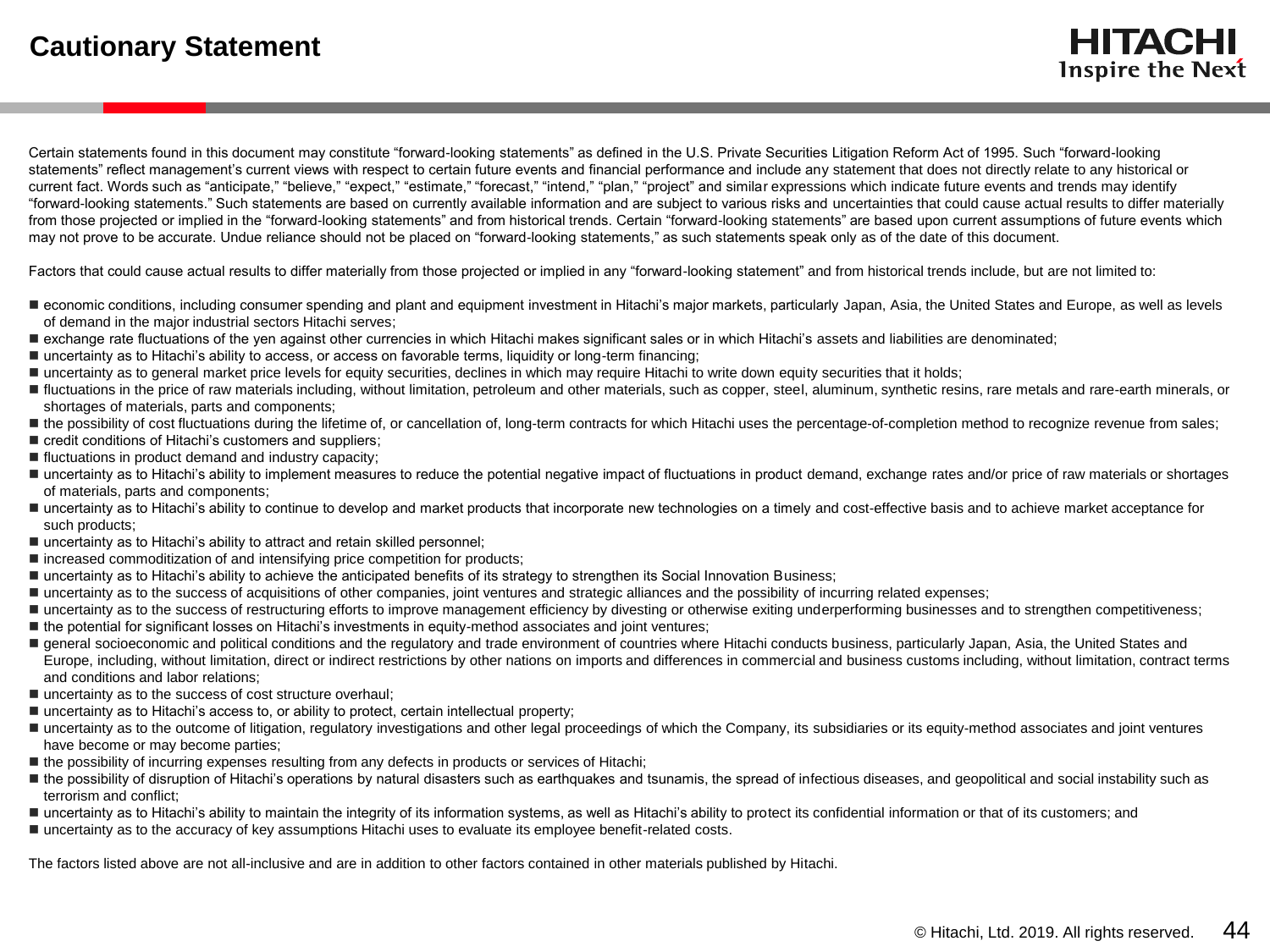# Cautionary Statement

Certain statements found in this document may constitute "forward-looking statements" as defined in the U.S. Private Securities Litigation Reform Act of 1995. Such "forward-looking statements" reflect management's current views with respect to certain future events and financial performance and include any statement that does not directly relate to any historical or current fact. Words such as "anticipate," "believe," "expect," "estimate," "forecast," "intend," "plan," "project" and similar expressions which indicate future events and trends may identify "forward-looking statements." Such statements are based on currently available information and are subject to various risks and uncertainties that could cause actual results to differ materially from those projected or implied in the "forward-looking statements" and from historical trends. Certain "forward-looking statements" are based upon current assumptions of future events which may not prove to be accurate. Undue reliance should not be placed on "forward-looking statements," as such statements speak only as of the date of this document.

Factors that could cause actual results to differ materially from those projected or implied in any "forward-looking statement" and from historical trends include, but are not limited to:

- economic conditions, including consumer spending and plant and equipment investment in Hitachi's major markets, particularly Japan, Asia, the United States and Europe, as well as levels of demand in the major industrial sectors Hitachi serves;
- exchange rate fluctuations of the yen against other currencies in which Hitachi makes significant sales or in which Hitachi's assets and liabilities are denominated;
- uncertainty as to Hitachi's ability to access, or access on favorable terms, liquidity or long-term financing;
- uncertainty as to general market price levels for equity securities, declines in which may require Hitachi to write down equity securities that it holds;
- fluctuations in the price of raw materials including, without limitation, petroleum and other materials, such as copper, steel, aluminum, synthetic resins, rare metals and rare-earth minerals, or shortages of materials, parts and components;
- the possibility of cost fluctuations during the lifetime of, or cancellation of, long-term contracts for which Hitachi uses the percentage-of-completion method to recognize revenue from sales;
- credit conditions of Hitachi's customers and suppliers;
- fluctuations in product demand and industry capacity;
- uncertainty as to Hitachi's ability to implement measures to reduce the potential negative impact of fluctuations in product demand, exchange rates and/or price of raw materials or shortages of materials, parts and components;
- uncertainty as to Hitachi's ability to continue to develop and market products that incorporate new technologies on a timely and cost-effective basis and to achieve market acceptance for such products;
- uncertainty as to Hitachi's ability to attract and retain skilled personnel;
- increased commoditization of and intensifying price competition for products;
- uncertainty as to Hitachi's ability to achieve the anticipated benefits of its strategy to strengthen its Social Innovation Business;
- uncertainty as to the success of acquisitions of other companies, joint ventures and strategic alliances and the possibility of incurring related expenses;
- uncertainty as to the success of restructuring efforts to improve management efficiency by divesting or otherwise exiting underperforming businesses and to strengthen competitiveness;
- the potential for significant losses on Hitachi's investments in equity-method associates and joint ventures;
- general socioeconomic and political conditions and the regulatory and trade environment of countries where Hitachi conducts business, particularly Japan, Asia, the United States and Europe, including, without limitation, direct or indirect restrictions by other nations on imports and differences in commercial and business customs including, without limitation, contract terms and conditions and labor relations;
- uncertainty as to the success of cost structure overhaul;
- uncertainty as to Hitachi's access to, or ability to protect, certain intellectual property;
- uncertainty as to the outcome of litigation, regulatory investigations and other legal proceedings of which the Company, its subsidiaries or its equity-method associates and joint ventures have become or may become parties;
- the possibility of incurring expenses resulting from any defects in products or services of Hitachi;
- the possibility of disruption of Hitachi's operations by natural disasters such as earthquakes and tsunamis, the spread of infectious diseases, and geopolitical and social instability such as terrorism and conflict;
- uncertainty as to Hitachi's ability to maintain the integrity of its information systems, as well as Hitachi's ability to protect its confidential information or that of its customers; and
- uncertainty as to the accuracy of key assumptions Hitachi uses to evaluate its employee benefit-related costs.

The factors listed above are not all-inclusive and are in addition to other factors contained in other materials published by Hitachi.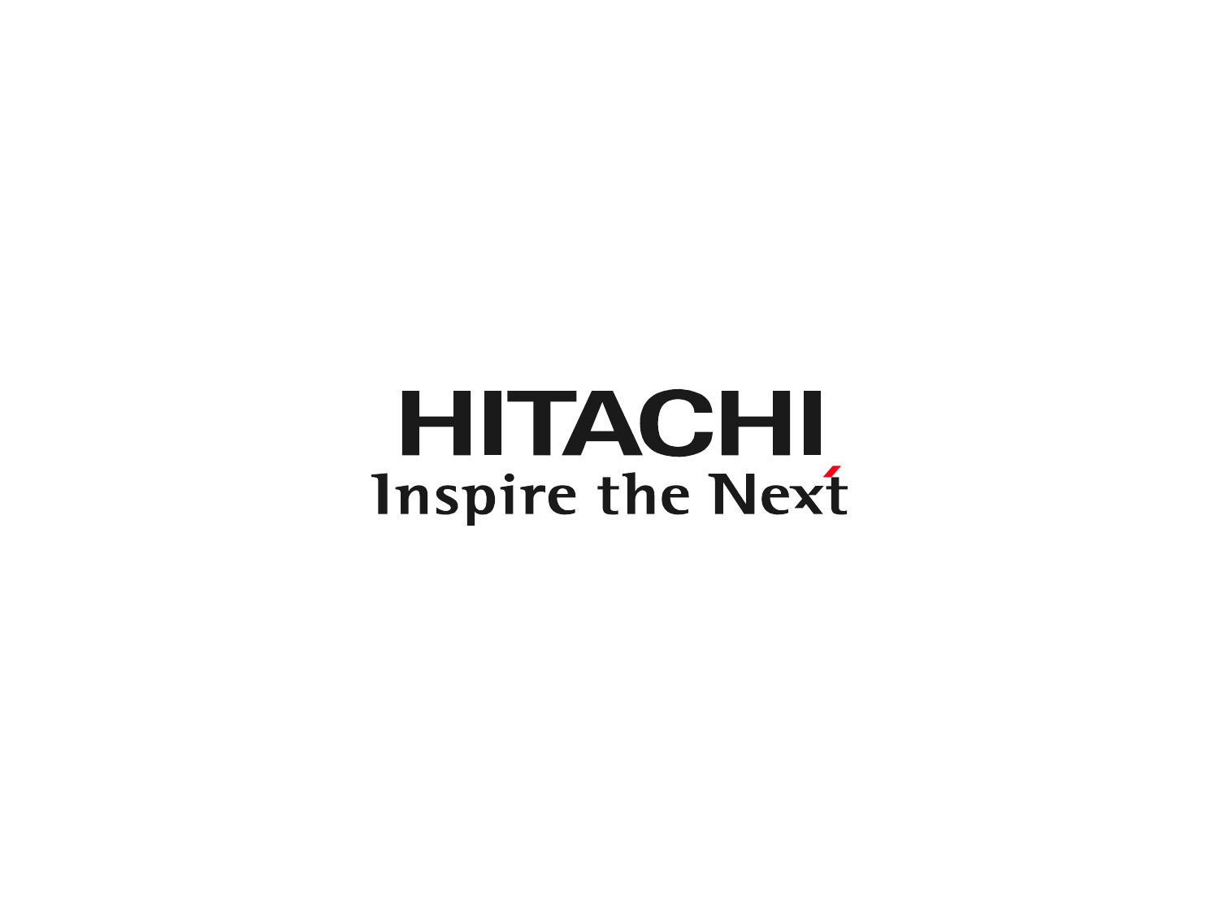HITACHI

Inspire the Next